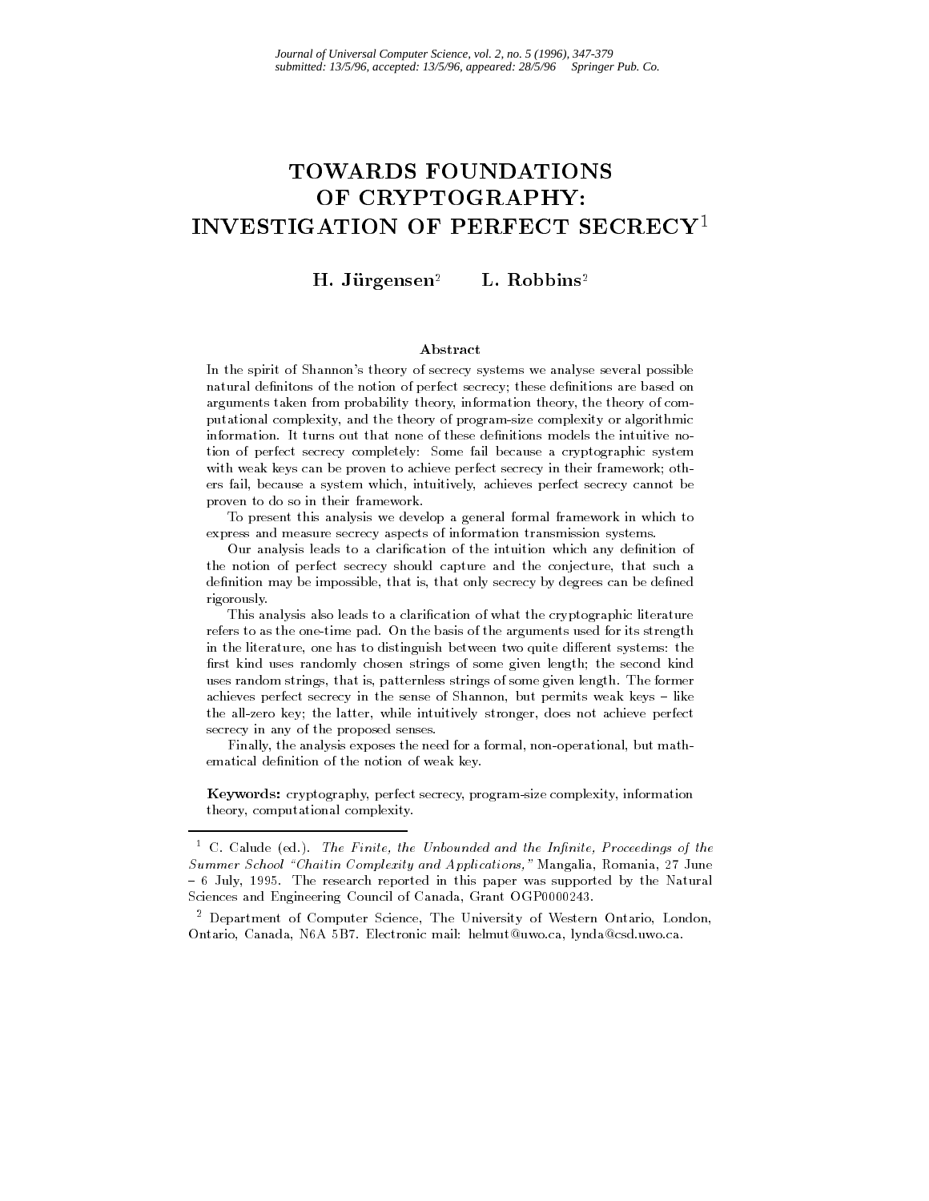# TOWARDS FOUNDATIONS OF CRYPTOGRAPHY: INVESTIGATION OF PERFECT SECRECY[1]

**H. Jürgensen[2] L. Robbins[2]**

### Abstract

In the spirit of Shannon's theory of secrecy systems we analyse several possible natural definitons of the notion of perfect secrecy; these definitions are based on arguments taken from probability theory, information theory, the theory of computational complexity, and the theory of program-size complexity or algorithmic information. It turns out that none of these definitions models the intuitive notion of perfect secrecy completely: Some fail because a cryptographic system with weak keys can be proven to achieve perfect secrecy in their framework; others fail, because a system which, intuitively, achieves perfect secrecy cannot be proven to do so in their framework.

To present this analysis we develop a general formal framework in which to express and measure secrecy aspects of information transmission systems.

Our analysis leads to a clarification of the intuition which any definition of the notion of perfect secrecy should capture and the conjecture, that such a definition may be impossible, that is, that only secrecy by degrees can be defined rigorously.

This analysis also leads to a clarification of what the cryptographic literature refers to as the one-time pad. On the basis of the arguments used for its strength in the literature, one has to distinguish between two quite different systems: the first kind uses randomly chosen strings of some given length; the second kind uses random strings, that is, patternless strings of some given length. The former achieves perfect secrecy in the sense of Shannon, but permits weak keys – like the all-zero key; the latter, while intuitively stronger, does not achieve perfect secrecy in any of the proposed senses.

Finally, the analysis exposes the need for a formal, non-operational, but mathematical definition of the notion of weak key.

**Keywords:** cryptography, perfect secrecy, program-size complexity, information theory, computational complexity.

---

[1] C. Calude (ed.). *The Finite, the Unbounded and the Infinite, Proceedings of the Summer School "Chaitin Complexity and Applications,"* Mangalia, Romania, 27 June – 6 July, 1995. The research reported in this paper was supported by the Natural Sciences and Engineering Council of Canada, Grant OGP0000243.

[2] Department of Computer Science, The University of Western Ontario, London, Ontario, Canada, N6A 5B7. Electronic mail: helmut@uwo.ca, lynda@csd.uwo.ca.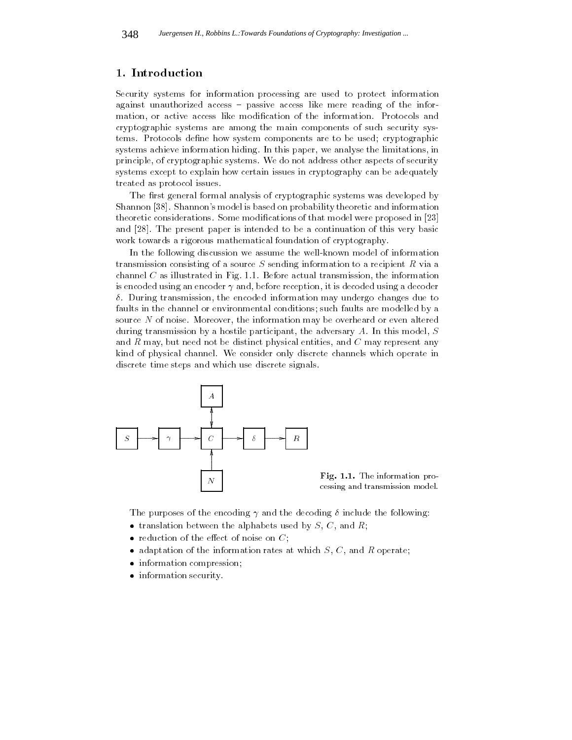## 1. Introduction

Security systems for information processing are used to protect information against unauthorized access – passive access like mere reading of the information, or active access like modification of the information. Protocols and cryptographic systems are among the main components of such security systems. Protocols define how system components are to be used; cryptographic systems achieve information hiding. In this paper, we analyse the limitations, in principle, of cryptographic systems. We do not address other aspects of security systems except to explain how certain issues in cryptography can be adequately treated as protocol issues.

The first general formal analysis of cryptographic systems was developed by Shannon [38]. Shannon's model is based on probability theoretic and information theoretic considerations. Some modifications of that model were proposed in [23] and [28]. The present paper is intended to be a continuation of this very basic work towards a rigorous mathematical foundation of cryptography.

In the following discussion we assume the well-known model of information transmission consisting of a source $S$ sending information to a recipient $R$ via a channel $C$ as illustrated in Fig. 1.1. Before actual transmission, the information is encoded using an encoder $\gamma$ and, before reception, it is decoded using a decoder $\delta$. During transmission, the encoded information may undergo changes due to faults in the channel or environmental conditions; such faults are modelled by a source $N$ of noise. Moreover, the information may be overheard or even altered during transmission by a hostile participant, the adversary $A$. In this model, $S$ and $R$ may, but need not be distinct physical entities, and $C$ may represent any kind of physical channel. We consider only discrete channels which operate in discrete time steps and which use discrete signals.

**Fig. 1.1.** The information processing and transmission model.

The purposes of the encoding $\gamma$ and the decoding $\delta$ include the following:

- translation between the alphabets used by $S$, $C$, and $R$;
- reduction of the effect of noise on $C$;
- adaptation of the information rates at which $S$, $C$, and $R$ operate;
- information compression;
- information security.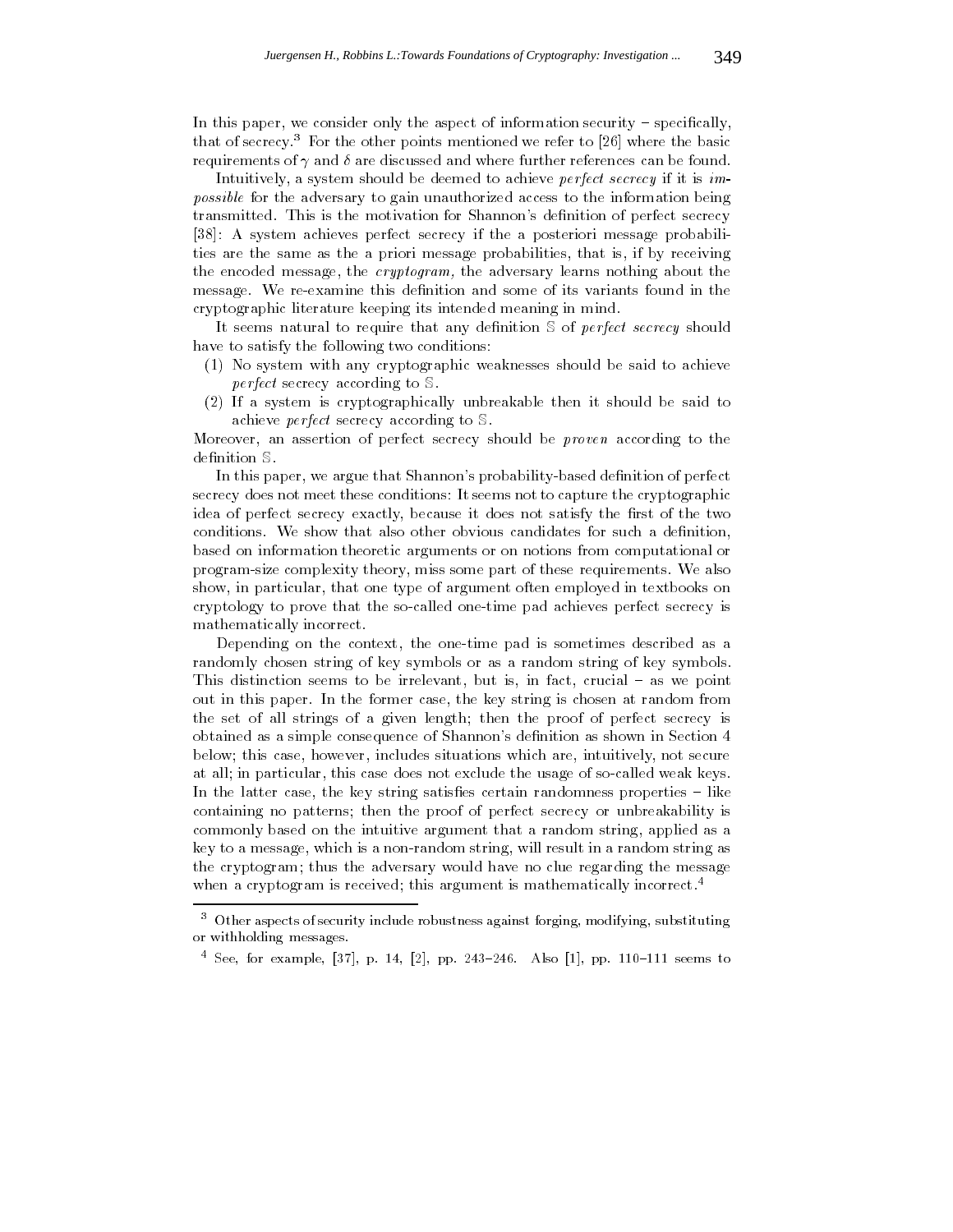In this paper, we consider only the aspect of information security – specifically, that of secrecy.[3] For the other points mentioned we refer to [26] where the basic requirements of $\gamma$ and $\delta$ are discussed and where further references can be found.

Intuitively, a system should be deemed to achieve *perfect secrecy* if it is *impossible* for the adversary to gain unauthorized access to the information being transmitted. This is the motivation for Shannon's definition of perfect secrecy [38]: A system achieves perfect secrecy if the a posteriori message probabilities are the same as the a priori message probabilities, that is, if by receiving the encoded message, the *cryptogram,* the adversary learns nothing about the message. We re-examine this definition and some of its variants found in the cryptographic literature keeping its intended meaning in mind.

It seems natural to require that any definition $\mathbb{S}$ of *perfect secrecy* should have to satisfy the following two conditions:

(1) No system with any cryptographic weaknesses should be said to achieve *perfect* secrecy according to $\mathbb{S}$.

(2) If a system is cryptographically unbreakable then it should be said to achieve *perfect* secrecy according to $\mathbb{S}$.

Moreover, an assertion of perfect secrecy should be *proven* according to the definition $\mathbb{S}$.

In this paper, we argue that Shannon's probability-based definition of perfect secrecy does not meet these conditions: It seems not to capture the cryptographic idea of perfect secrecy exactly, because it does not satisfy the first of the two conditions. We show that also other obvious candidates for such a definition, based on information theoretic arguments or on notions from computational or program-size complexity theory, miss some part of these requirements. We also show, in particular, that one type of argument often employed in textbooks on cryptology to prove that the so-called one-time pad achieves perfect secrecy is mathematically incorrect.

Depending on the context, the one-time pad is sometimes described as a randomly chosen string of key symbols or as a random string of key symbols. This distinction seems to be irrelevant, but is, in fact, crucial – as we point out in this paper. In the former case, the key string is chosen at random from the set of all strings of a given length; then the proof of perfect secrecy is obtained as a simple consequence of Shannon's definition as shown in Section 4 below; this case, however, includes situations which are, intuitively, not secure at all; in particular, this case does not exclude the usage of so-called weak keys. In the latter case, the key string satisfies certain randomness properties – like containing no patterns; then the proof of perfect secrecy or unbreakability is commonly based on the intuitive argument that a random string, applied as a key to a message, which is a non-random string, will result in a random string as the cryptogram; thus the adversary would have no clue regarding the message when a cryptogram is received; this argument is mathematically incorrect.[4]

---

[3] Other aspects of security include robustness against forging, modifying, substituting or withholding messages.

[4] See, for example, [37], p. 14, [2], pp. 243–246. Also [1], pp. 110–111 seems to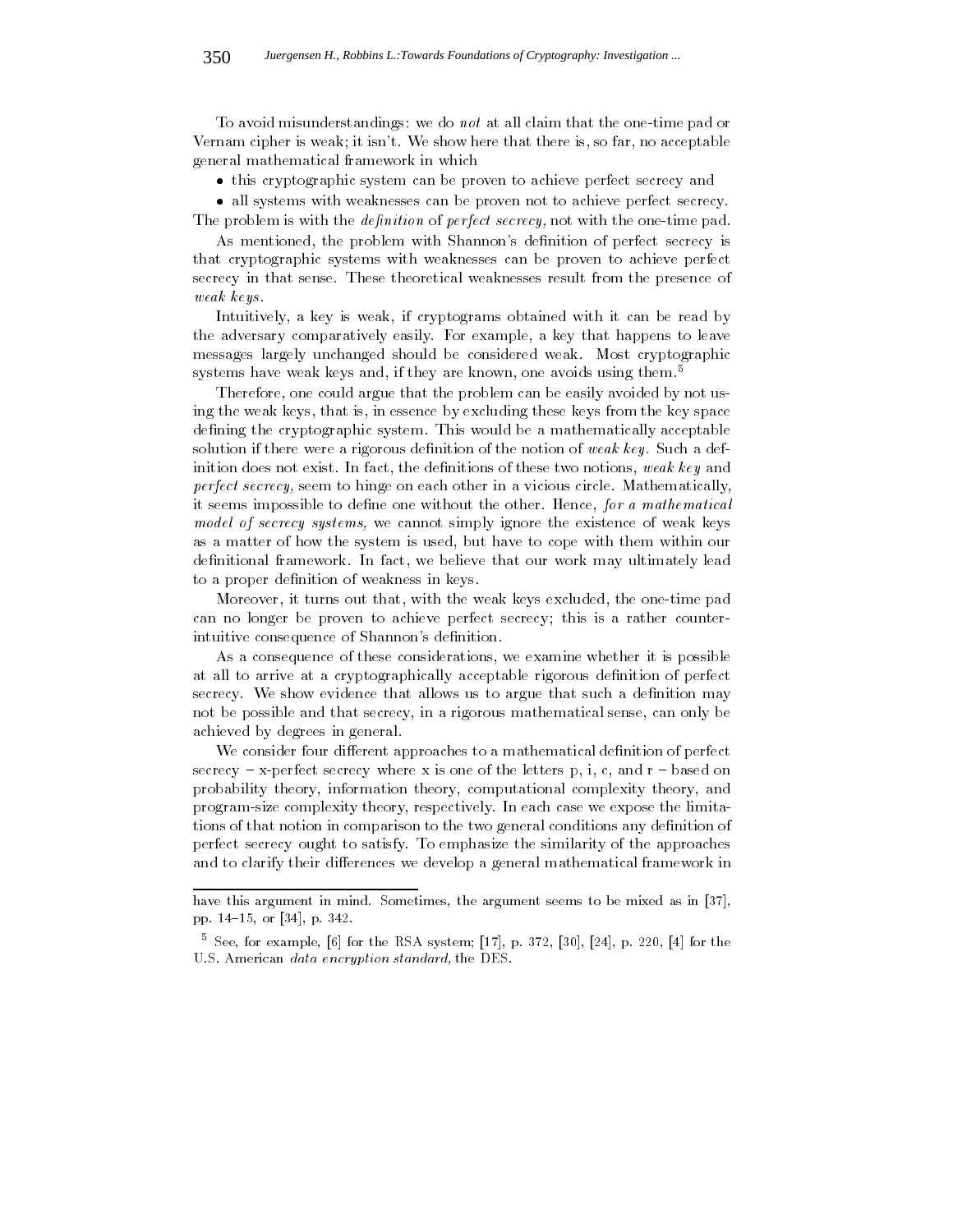To avoid misunderstandings: we do *not* at all claim that the one-time pad or Vernam cipher is weak; it isn't. We show here that there is, so far, no acceptable general mathematical framework in which

- this cryptographic system can be proven to achieve perfect secrecy and
- all systems with weaknesses can be proven not to achieve perfect secrecy.

The problem is with the *definition* of *perfect secrecy,* not with the one-time pad.

As mentioned, the problem with Shannon's definition of perfect secrecy is that cryptographic systems with weaknesses can be proven to achieve perfect secrecy in that sense. These theoretical weaknesses result from the presence of *weak keys*.

Intuitively, a key is weak, if cryptograms obtained with it can be read by the adversary comparatively easily. For example, a key that happens to leave messages largely unchanged should be considered weak. Most cryptographic systems have weak keys and, if they are known, one avoids using them.[5]

Therefore, one could argue that the problem can be easily avoided by not using the weak keys, that is, in essence by excluding these keys from the key space defining the cryptographic system. This would be a mathematically acceptable solution if there were a rigorous definition of the notion of *weak key.* Such a definition does not exist. In fact, the definitions of these two notions, *weak key* and *perfect secrecy,* seem to hinge on each other in a vicious circle. Mathematically, it seems impossible to define one without the other. Hence, *for a mathematical model of secrecy systems,* we cannot simply ignore the existence of weak keys as a matter of how the system is used, but have to cope with them within our definitional framework. In fact, we believe that our work may ultimately lead to a proper definition of weakness in keys.

Moreover, it turns out that, with the weak keys excluded, the one-time pad can no longer be proven to achieve perfect secrecy; this is a rather counter-intuitive consequence of Shannon's definition.

As a consequence of these considerations, we examine whether it is possible at all to arrive at a cryptographically acceptable rigorous definition of perfect secrecy. We show evidence that allows us to argue that such a definition may not be possible and that secrecy, in a rigorous mathematical sense, can only be achieved by degrees in general.

We consider four different approaches to a mathematical definition of perfect secrecy – x-perfect secrecy where x is one of the letters p, i, c, and r – based on probability theory, information theory, computational complexity theory, and program-size complexity theory, respectively. In each case we expose the limitations of that notion in comparison to the two general conditions any definition of perfect secrecy ought to satisfy. To emphasize the similarity of the approaches and to clarify their differences we develop a general mathematical framework in

---

have this argument in mind. Sometimes, the argument seems to be mixed as in [37], pp. 14–15, or [34], p. 342.

[5] See, for example, [6] for the RSA system; [17], p. 372, [30], [24], p. 220, [4] for the U.S. American *data encryption standard,* the DES.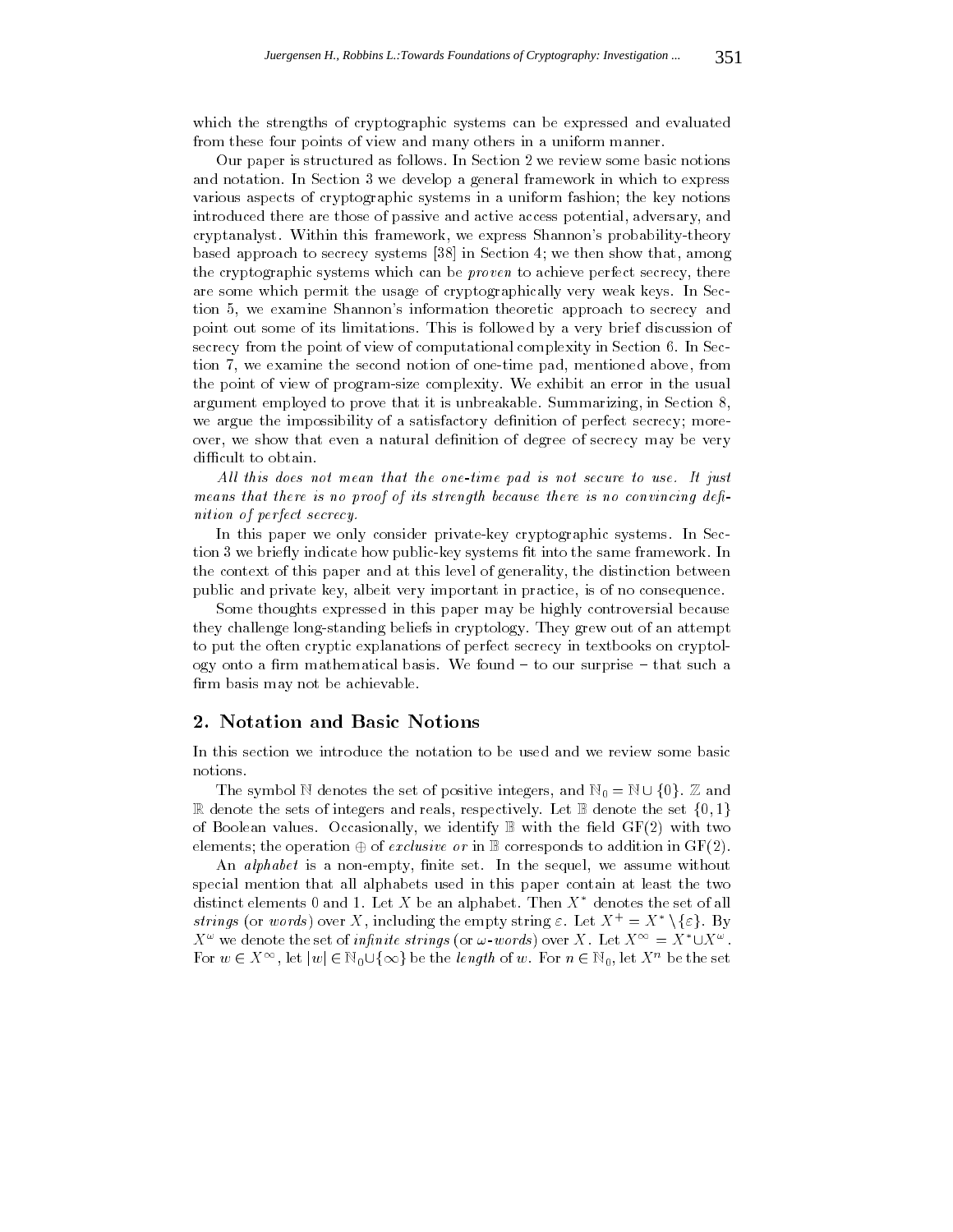which the strengths of cryptographic systems can be expressed and evaluated from these four points of view and many others in a uniform manner.

Our paper is structured as follows. In Section 2 we review some basic notions and notation. In Section 3 we develop a general framework in which to express various aspects of cryptographic systems in a uniform fashion; the key notions introduced there are those of passive and active access potential, adversary, and cryptanalyst. Within this framework, we express Shannon's probability-theory based approach to secrecy systems [38] in Section 4; we then show that, among the cryptographic systems which can be *proven* to achieve perfect secrecy, there are some which permit the usage of cryptographically very weak keys. In Section 5, we examine Shannon's information theoretic approach to secrecy and point out some of its limitations. This is followed by a very brief discussion of secrecy from the point of view of computational complexity in Section 6. In Section 7, we examine the second notion of one-time pad, mentioned above, from the point of view of program-size complexity. We exhibit an error in the usual argument employed to prove that it is unbreakable. Summarizing, in Section 8, we argue the impossibility of a satisfactory definition of perfect secrecy; moreover, we show that even a natural definition of degree of secrecy may be very difficult to obtain.

*All this does not mean that the one-time pad is not secure to use. It just means that there is no proof of its strength because there is no convincing definition of perfect secrecy.*

In this paper we only consider private-key cryptographic systems. In Section 3 we briefly indicate how public-key systems fit into the same framework. In the context of this paper and at this level of generality, the distinction between public and private key, albeit very important in practice, is of no consequence.

Some thoughts expressed in this paper may be highly controversial because they challenge long-standing beliefs in cryptology. They grew out of an attempt to put the often cryptic explanations of perfect secrecy in textbooks on cryptology onto a firm mathematical basis. We found – to our surprise – that such a firm basis may not be achievable.

## 2. Notation and Basic Notions

In this section we introduce the notation to be used and we review some basic notions.

The symbol $\mathbb{N}$ denotes the set of positive integers, and $\mathbb{N}_0 = \mathbb{N} \cup \{0\}$. $\mathbb{Z}$ and $\mathbb{R}$ denote the sets of integers and reals, respectively. Let $\mathbb{B}$ denote the set $\{0, 1\}$ of Boolean values. Occasionally, we identify $\mathbb{B}$ with the field GF(2) with two elements; the operation $\oplus$ of *exclusive or* in $\mathbb{B}$ corresponds to addition in GF(2).

An *alphabet* is a non-empty, finite set. In the sequel, we assume without special mention that all alphabets used in this paper contain at least the two distinct elements 0 and 1. Let $X$ be an alphabet. Then $X^*$ denotes the set of all *strings* (or *words*) over $X$, including the empty string $\varepsilon$. Let $X^+ = X^* \setminus \{\varepsilon\}$. By $X^\omega$ we denote the set of *infinite strings* (or $\omega$-*words*) over $X$. Let $X^\infty = X^* \cup X^\omega$. For $w \in X^\infty$, let $|w| \in \mathbb{N}_0 \cup \{\infty\}$ be the *length* of $w$. For $n \in \mathbb{N}_0$, let $X^n$ be the set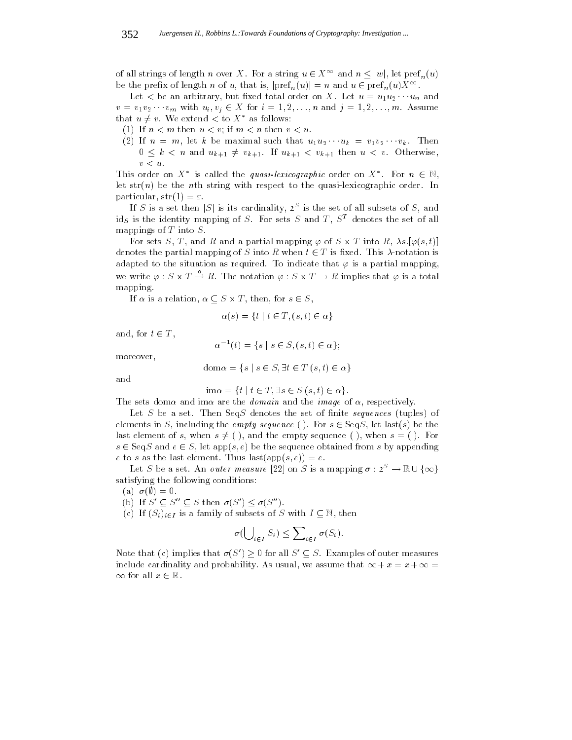of all strings of length $n$ over $X$. For a string $u \in X^{\infty}$ and $n \leq |w|$, let $\text{pref}_n(u)$ be the prefix of length $n$ of $u$, that is, $|\text{pref}_n(u)| = n$ and $u \in \text{pref}_n(u)X^{\infty}$.

Let $<$ be an arbitrary, but fixed total order on $X$. Let $u = u_1 u_2 \cdots u_n$ and $v = v_1 v_2 \cdots v_m$ with $u_i, v_j \in X$ for $i = 1, 2, \ldots, n$ and $j = 1, 2, \ldots, m$. Assume that $u \neq v$. We extend $<$ to $X^*$ as follows:

(1) If $n < m$ then $u < v$; if $m < n$ then $v < u$.

(2) If $n = m$, let $k$ be maximal such that $u_1 u_2 \cdots u_k = v_1 v_2 \cdots v_k$. Then $0 \leq k < n$ and $u_{k+1} \neq v_{k+1}$. If $u_{k+1} < v_{k+1}$ then $u < v$. Otherwise, $v < u$.

This order on $X^*$ is called the *quasi-lexicographic* order on $X^*$. For $n \in \mathbb{N}$, let $\text{str}(n)$ be the $n$th string with respect to the quasi-lexicographic order. In particular, $\text{str}(1) = \varepsilon$.

If $S$ is a set then $|S|$ is its cardinality, $2^S$ is the set of all subsets of $S$, and $\text{id}_S$ is the identity mapping of $S$. For sets $S$ and $T$, $S^T$ denotes the set of all mappings of $T$ into $S$.

For sets $S$, $T$, and $R$ and a partial mapping $\varphi$ of $S \times T$ into $R$, $\lambda s.[\varphi(s,t)]$ denotes the partial mapping of $S$ into $R$ when $t \in T$ is fixed. This $\lambda$-notation is adapted to the situation as required. To indicate that $\varphi$ is a partial mapping, we write $\varphi : S \times T \overset{\circ}{\rightarrow} R$. The notation $\varphi : S \times T \rightarrow R$ implies that $\varphi$ is a total mapping.

If $\alpha$ is a relation, $\alpha \subseteq S \times T$, then, for $s \in S$,

$$\alpha(s) = \{t \mid t \in T, (s,t) \in \alpha\}$$

and, for $t \in T$,

$$\alpha^{-1}(t) = \{s \mid s \in S, (s,t) \in \alpha\};$$

moreover,

$$\text{dom}\alpha = \{s \mid s \in S, \exists t \in T\ (s,t) \in \alpha\}$$

and

$$\text{im}\alpha = \{t \mid t \in T, \exists s \in S\ (s,t) \in \alpha\}.$$

The sets $\text{dom}\alpha$ and $\text{im}\alpha$ are the *domain* and the *image* of $\alpha$, respectively.

Let $S$ be a set. Then $\text{Seq}S$ denotes the set of finite *sequences* (tuples) of elements in $S$, including the *empty sequence* ( ). For $s \in \text{Seq}S$, let $\text{last}(s)$ be the last element of $s$, when $s \neq (\,)$, and the empty sequence ( ), when $s = (\,)$. For $s \in \text{Seq}S$ and $e \in S$, let $\text{app}(s,e)$ be the sequence obtained from $s$ by appending $e$ to $s$ as the last element. Thus $\text{last}(\text{app}(s,e)) = e$.

Let $S$ be a set. An *outer measure* [22] on $S$ is a mapping $\sigma : 2^S \rightarrow \mathbb{R} \cup \{\infty\}$ satisfying the following conditions:

(a) $\sigma(\emptyset) = 0$.

(b) If $S' \subseteq S'' \subseteq S$ then $\sigma(S') \leq \sigma(S'')$.

(c) If $(S_i)_{i \in I}$ is a family of subsets of $S$ with $I \subseteq \mathbb{N}$, then

$$\sigma(\bigcup\nolimits_{i \in I} S_i) \leq \sum\nolimits_{i \in I} \sigma(S_i).$$

Note that (c) implies that $\sigma(S') \geq 0$ for all $S' \subseteq S$. Examples of outer measures include cardinality and probability. As usual, we assume that $\infty + x = x + \infty = \infty$ for all $x \in \mathbb{R}$.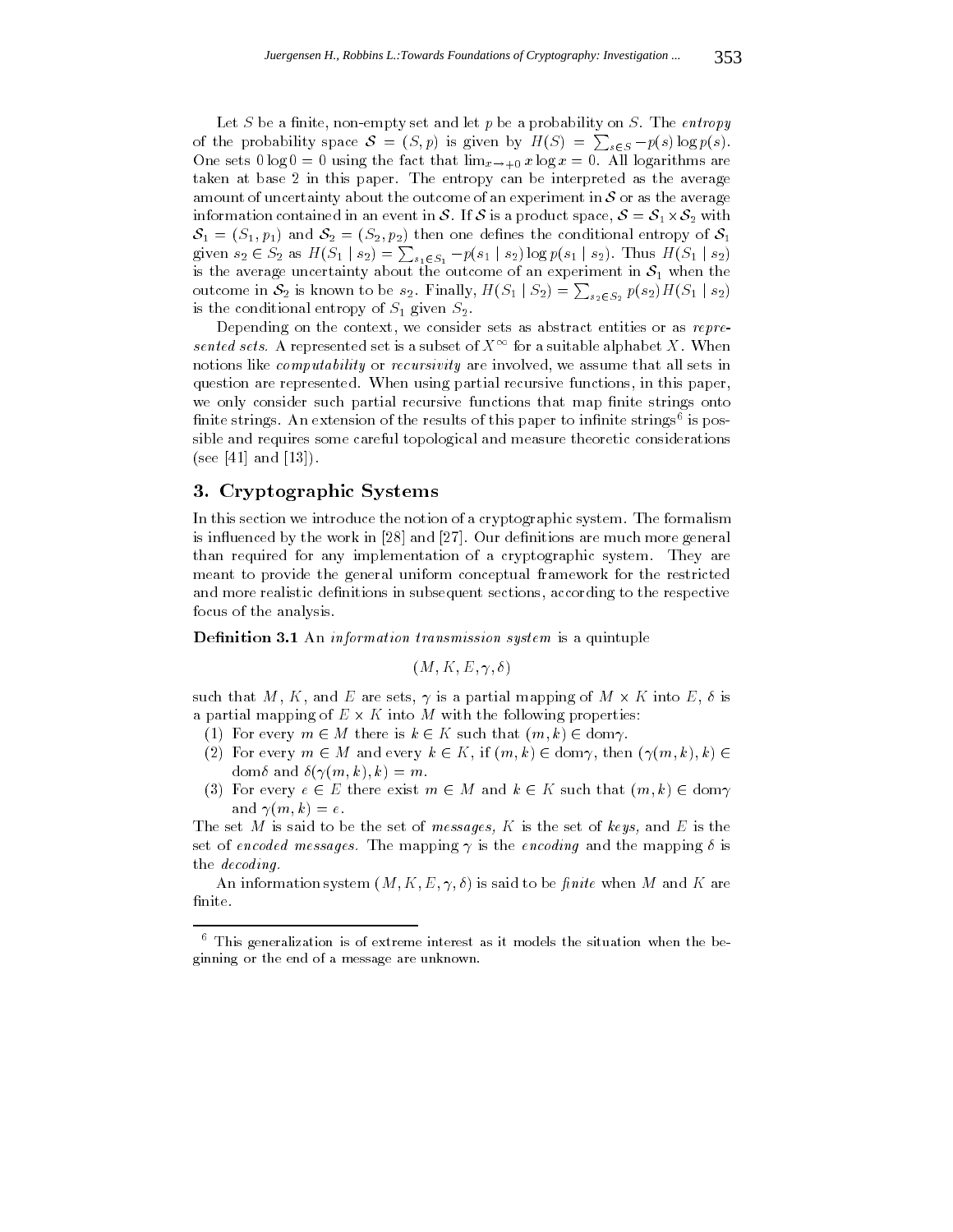Let $S$ be a finite, non-empty set and let $p$ be a probability on $S$. The *entropy* of the probability space $\mathcal{S} = (S, p)$ is given by $H(S) = \sum_{s \in S} -p(s) \log p(s)$. One sets $0 \log 0 = 0$ using the fact that $\lim_{x \to +0} x \log x = 0$. All logarithms are taken at base 2 in this paper. The entropy can be interpreted as the average amount of uncertainty about the outcome of an experiment in $\mathcal{S}$ or as the average information contained in an event in $\mathcal{S}$. If $\mathcal{S}$ is a product space, $\mathcal{S} = \mathcal{S}_1 \times \mathcal{S}_2$ with $\mathcal{S}_1 = (S_1, p_1)$ and $\mathcal{S}_2 = (S_2, p_2)$ then one defines the conditional entropy of $\mathcal{S}_1$ given $s_2 \in S_2$ as $H(S_1 \mid s_2) = \sum_{s_1 \in S_1} -p(s_1 \mid s_2) \log p(s_1 \mid s_2)$. Thus $H(S_1 \mid s_2)$ is the average uncertainty about the outcome of an experiment in $\mathcal{S}_1$ when the outcome in $\mathcal{S}_2$ is known to be $s_2$. Finally, $H(S_1 \mid S_2) = \sum_{s_2 \in S_2} p(s_2) H(S_1 \mid s_2)$ is the conditional entropy of $S_1$ given $S_2$.

Depending on the context, we consider sets as abstract entities or as *represented sets.* A represented set is a subset of $X^{\infty}$ for a suitable alphabet $X$. When notions like *computability* or *recursivity* are involved, we assume that all sets in question are represented. When using partial recursive functions, in this paper, we only consider such partial recursive functions that map finite strings onto finite strings. An extension of the results of this paper to infinite strings[6] is possible and requires some careful topological and measure theoretic considerations (see [41] and [13]).

## 3. Cryptographic Systems

In this section we introduce the notion of a cryptographic system. The formalism is influenced by the work in [28] and [27]. Our definitions are much more general than required for any implementation of a cryptographic system. They are meant to provide the general uniform conceptual framework for the restricted and more realistic definitions in subsequent sections, according to the respective focus of the analysis.

**Definition 3.1** An *information transmission system* is a quintuple

$$(M, K, E, \gamma, \delta)$$

such that $M$, $K$, and $E$ are sets, $\gamma$ is a partial mapping of $M \times K$ into $E$, $\delta$ is a partial mapping of $E \times K$ into $M$ with the following properties:

(1) For every $m \in M$ there is $k \in K$ such that $(m, k) \in \mathrm{dom}\gamma$.

(2) For every $m \in M$ and every $k \in K$, if $(m, k) \in \mathrm{dom}\gamma$, then $(\gamma(m, k), k) \in \mathrm{dom}\delta$ and $\delta(\gamma(m, k), k) = m$.

(3) For every $e \in E$ there exist $m \in M$ and $k \in K$ such that $(m, k) \in \mathrm{dom}\gamma$ and $\gamma(m, k) = e$.

The set $M$ is said to be the set of *messages,* $K$ is the set of *keys,* and $E$ is the set of *encoded messages.* The mapping $\gamma$ is the *encoding* and the mapping $\delta$ is the *decoding.*

An information system $(M, K, E, \gamma, \delta)$ is said to be *finite* when $M$ and $K$ are finite.

[6] This generalization is of extreme interest as it models the situation when the beginning or the end of a message are unknown.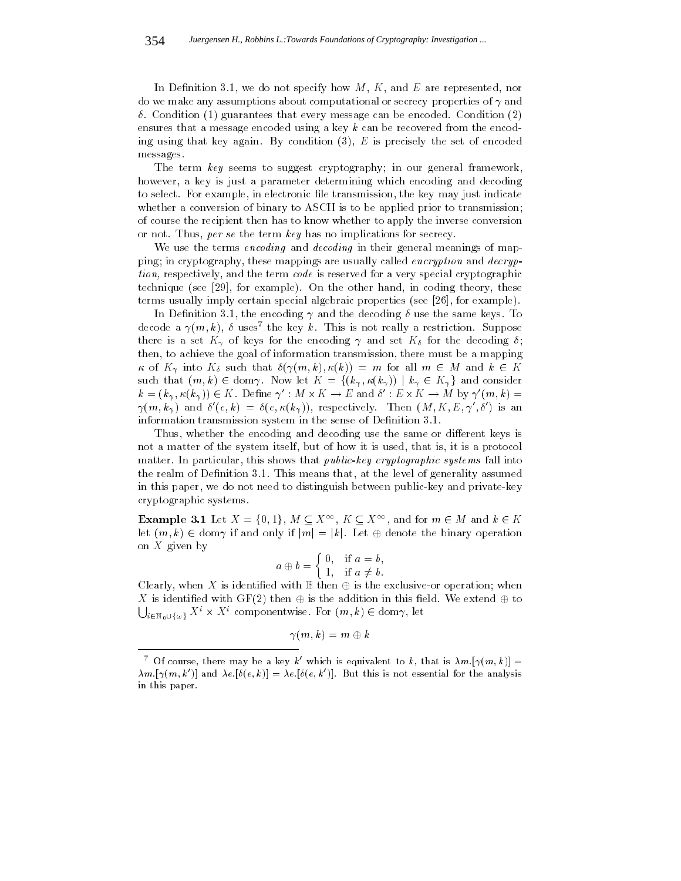In Definition 3.1, we do not specify how $M$, $K$, and $E$ are represented, nor do we make any assumptions about computational or secrecy properties of $\gamma$ and $\delta$. Condition (1) guarantees that every message can be encoded. Condition (2) ensures that a message encoded using a key $k$ can be recovered from the encoding using that key again. By condition (3), $E$ is precisely the set of encoded messages.

The term *key* seems to suggest cryptography; in our general framework, however, a key is just a parameter determining which encoding and decoding to select. For example, in electronic file transmission, the key may just indicate whether a conversion of binary to ASCII is to be applied prior to transmission; of course the recipient then has to know whether to apply the inverse conversion or not. Thus, *per se* the term *key* has no implications for secrecy.

We use the terms *encoding* and *decoding* in their general meanings of mapping; in cryptography, these mappings are usually called *encryption* and *decryption,* respectively, and the term *code* is reserved for a very special cryptographic technique (see [29], for example). On the other hand, in coding theory, these terms usually imply certain special algebraic properties (see [26], for example).

In Definition 3.1, the encoding $\gamma$ and the decoding $\delta$ use the same keys. To decode a $\gamma(m, k)$, $\delta$ uses[7] the key $k$. This is not really a restriction. Suppose there is a set $K_\gamma$ of keys for the encoding $\gamma$ and set $K_\delta$ for the decoding $\delta$; then, to achieve the goal of information transmission, there must be a mapping $\kappa$ of $K_\gamma$ into $K_\delta$ such that $\delta(\gamma(m, k), \kappa(k)) = m$ for all $m \in M$ and $k \in K$ such that $(m, k) \in \mathrm{dom}\gamma$. Now let $K = \{(k_\gamma, \kappa(k_\gamma)) \mid k_\gamma \in K_\gamma\}$ and consider $k = (k_\gamma, \kappa(k_\gamma)) \in K$. Define $\gamma' : M \times K \to E$ and $\delta' : E \times K \to M$ by $\gamma'(m, k) = \gamma(m, k_\gamma)$ and $\delta'(e, k) = \delta(e, \kappa(k_\gamma))$, respectively. Then $(M, K, E, \gamma', \delta')$ is an information transmission system in the sense of Definition 3.1.

Thus, whether the encoding and decoding use the same or different keys is not a matter of the system itself, but of how it is used, that is, it is a protocol matter. In particular, this shows that *public-key cryptographic systems* fall into the realm of Definition 3.1. This means that, at the level of generality assumed in this paper, we do not need to distinguish between public-key and private-key cryptographic systems.

**Example 3.1** Let $X = \{0, 1\}$, $M \subseteq X^\infty$, $K \subseteq X^\infty$, and for $m \in M$ and $k \in K$ let $(m, k) \in \mathrm{dom}\gamma$ if and only if $|m| = |k|$. Let $\oplus$ denote the binary operation on $X$ given by

$$a \oplus b = \begin{cases} 0, & \text{if } a = b, \\ 1, & \text{if } a \neq b. \end{cases}$$

Clearly, when $X$ is identified with $\mathbb{B}$ then $\oplus$ is the exclusive-or operation; when $X$ is identified with GF(2) then $\oplus$ is the addition in this field. We extend $\oplus$ to $\bigcup_{i \in \mathbb{N}_0 \cup \{\omega\}} X^i \times X^i$ componentwise. For $(m, k) \in \mathrm{dom}\gamma$, let

$$\gamma(m, k) = m \oplus k$$

---

[7] Of course, there may be a key $k'$ which is equivalent to $k$, that is $\lambda m.[\gamma(m, k)] = \lambda m.[\gamma(m, k')]$ and $\lambda e.[\delta(e, k)] = \lambda e.[\delta(e, k')]$. But this is not essential for the analysis in this paper.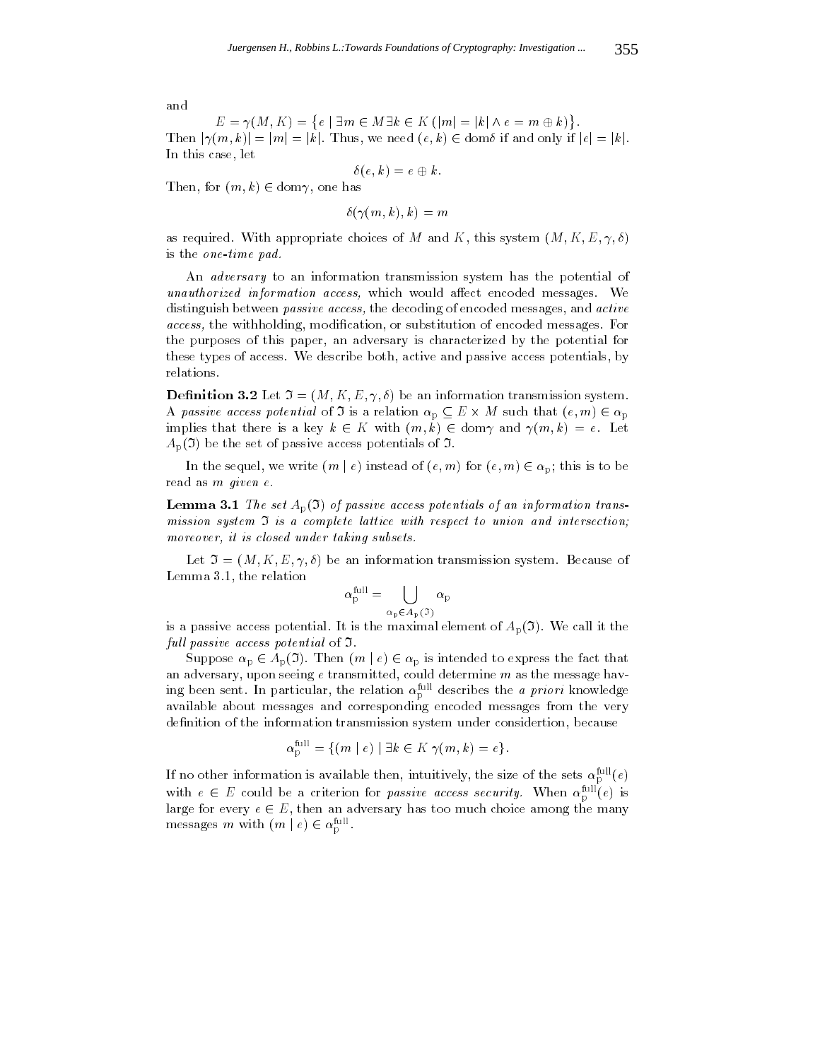and

$$E = \gamma(M, K) = \{e \mid \exists m \in M \, \exists k \in K \, (|m| = |k| \wedge e = m \oplus k)\}.$$

Then $|\gamma(m, k)| = |m| = |k|$. Thus, we need $(e, k) \in \mathrm{dom}\delta$ if and only if $|e| = |k|$. In this case, let

$$\delta(e, k) = e \oplus k.$$

Then, for $(m, k) \in \mathrm{dom}\gamma$, one has

$$\delta(\gamma(m, k), k) = m$$

as required. With appropriate choices of $M$ and $K$, this system $(M, K, E, \gamma, \delta)$ is the *one-time pad.*

An *adversary* to an information transmission system has the potential of *unauthorized information access,* which would affect encoded messages. We distinguish between *passive access,* the decoding of encoded messages, and *active access,* the withholding, modification, or substitution of encoded messages. For the purposes of this paper, an adversary is characterized by the potential for these types of access. We describe both, active and passive access potentials, by relations.

**Definition 3.2** Let $\mathfrak{I} = (M, K, E, \gamma, \delta)$ be an information transmission system. A *passive access potential* of $\mathfrak{I}$ is a relation $\alpha_{\mathrm{p}} \subseteq E \times M$ such that $(e, m) \in \alpha_{\mathrm{p}}$ implies that there is a key $k \in K$ with $(m, k) \in \mathrm{dom}\gamma$ and $\gamma(m, k) = e$. Let $A_{\mathrm{p}}(\mathfrak{I})$ be the set of passive access potentials of $\mathfrak{I}$.

In the sequel, we write $(m \mid e)$ instead of $(e, m)$ for $(e, m) \in \alpha_{\mathrm{p}}$; this is to be read as *m given e.*

**Lemma 3.1** *The set $A_{\mathrm{p}}(\mathfrak{I})$ of passive access potentials of an information transmission system $\mathfrak{I}$ is a complete lattice with respect to union and intersection; moreover, it is closed under taking subsets.*

Let $\mathfrak{I} = (M, K, E, \gamma, \delta)$ be an information transmission system. Because of Lemma 3.1, the relation

$$\alpha_{\mathrm{p}}^{\mathrm{full}} = \bigcup_{\alpha_{\mathrm{p}} \in A_{\mathrm{p}}(\mathfrak{I})} \alpha_{\mathrm{p}}$$

is a passive access potential. It is the maximal element of $A_{\mathrm{p}}(\mathfrak{I})$. We call it the *full passive access potential* of $\mathfrak{I}$.

Suppose $\alpha_{\mathrm{p}} \in A_{\mathrm{p}}(\mathfrak{I})$. Then $(m \mid e) \in \alpha_{\mathrm{p}}$ is intended to express the fact that an adversary, upon seeing $e$ transmitted, could determine $m$ as the message having been sent. In particular, the relation $\alpha_{\mathrm{p}}^{\mathrm{full}}$ describes the *a priori* knowledge available about messages and corresponding encoded messages from the very definition of the information transmission system under considertion, because

$$\alpha_{\mathrm{p}}^{\mathrm{full}} = \{(m \mid e) \mid \exists k \in K \, \gamma(m, k) = e\}.$$

If no other information is available then, intuitively, the size of the sets $\alpha_{\mathrm{p}}^{\mathrm{full}}(e)$ with $e \in E$ could be a criterion for *passive access security.* When $\alpha_{\mathrm{p}}^{\mathrm{full}}(e)$ is large for every $e \in E$, then an adversary has too much choice among the many messages $m$ with $(m \mid e) \in \alpha_{\mathrm{p}}^{\mathrm{full}}$.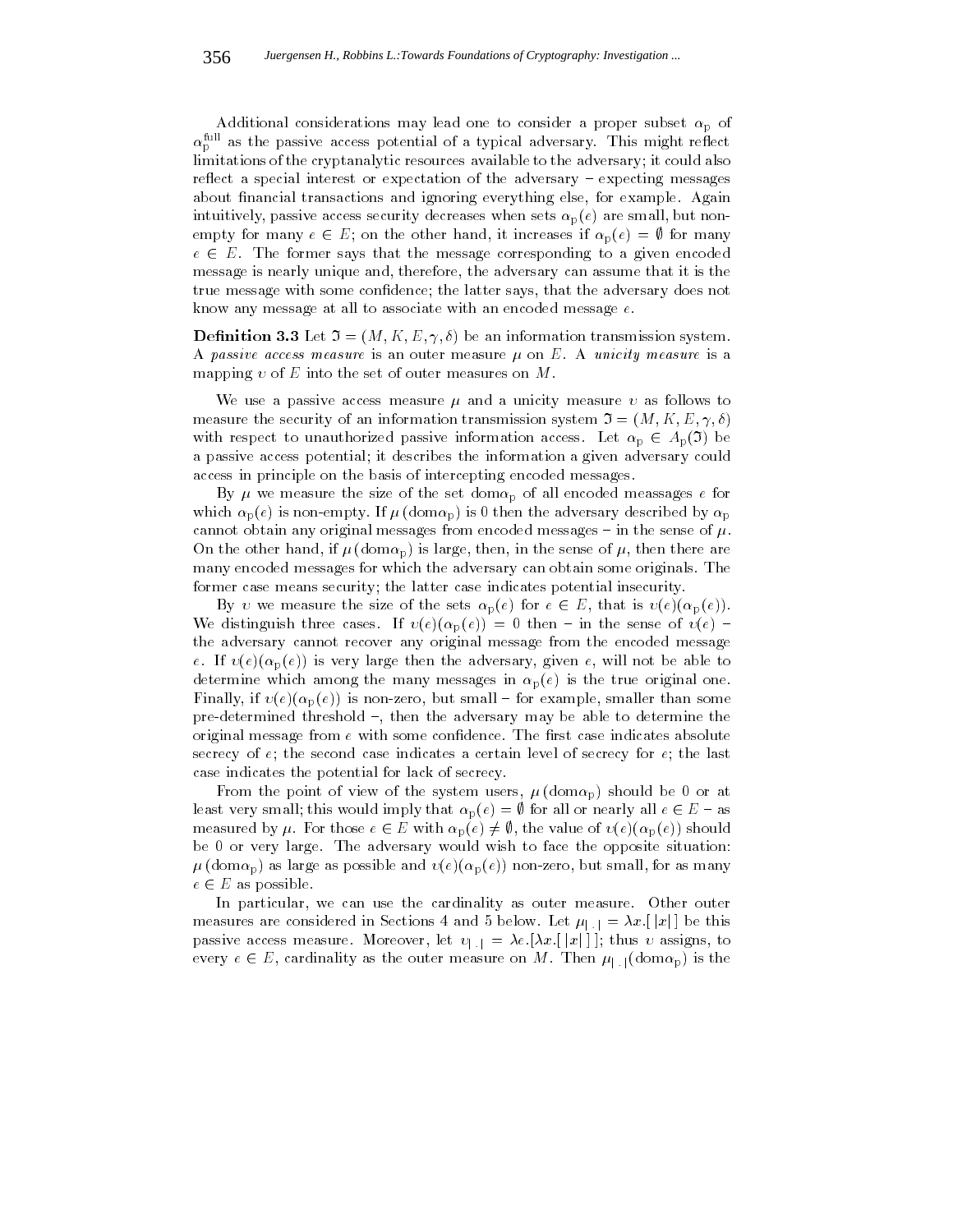Additional considerations may lead one to consider a proper subset $\alpha_p$ of $\alpha_p^{\text{full}}$ as the passive access potential of a typical adversary. This might reflect limitations of the cryptanalytic resources available to the adversary; it could also reflect a special interest or expectation of the adversary – expecting messages about financial transactions and ignoring everything else, for example. Again intuitively, passive access security decreases when sets $\alpha_p(e)$ are small, but non-empty for many $e \in E$; on the other hand, it increases if $\alpha_p(e) = \emptyset$ for many $e \in E$. The former says that the message corresponding to a given encoded message is nearly unique and, therefore, the adversary can assume that it is the true message with some confidence; the latter says, that the adversary does not know any message at all to associate with an encoded message $e$.

**Definition 3.3** Let $\Im = (M, K, E, \gamma, \delta)$ be an information transmission system. A *passive access measure* is an outer measure $\mu$ on $E$. A *unicity measure* is a mapping $\upsilon$ of $E$ into the set of outer measures on $M$.

We use a passive access measure $\mu$ and a unicity measure $\upsilon$ as follows to measure the security of an information transmission system $\Im = (M, K, E, \gamma, \delta)$ with respect to unauthorized passive information access. Let $\alpha_p \in A_p(\Im)$ be a passive access potential; it describes the information a given adversary could access in principle on the basis of intercepting encoded messages.

By $\mu$ we measure the size of the set $\text{dom}\alpha_p$ of all encoded meassages $e$ for which $\alpha_p(e)$ is non-empty. If $\mu(\text{dom}\alpha_p)$ is 0 then the adversary described by $\alpha_p$ cannot obtain any original messages from encoded messages – in the sense of $\mu$. On the other hand, if $\mu(\text{dom}\alpha_p)$ is large, then, in the sense of $\mu$, then there are many encoded messages for which the adversary can obtain some originals. The former case means security; the latter case indicates potential insecurity.

By $\upsilon$ we measure the size of the sets $\alpha_p(e)$ for $e \in E$, that is $\upsilon(e)(\alpha_p(e))$. We distinguish three cases. If $\upsilon(e)(\alpha_p(e)) = 0$ then – in the sense of $\upsilon(e)$ – the adversary cannot recover any original message from the encoded message $e$. If $\upsilon(e)(\alpha_p(e))$ is very large then the adversary, given $e$, will not be able to determine which among the many messages in $\alpha_p(e)$ is the true original one. Finally, if $\upsilon(e)(\alpha_p(e))$ is non-zero, but small – for example, smaller than some pre-determined threshold –, then the adversary may be able to determine the original message from $e$ with some confidence. The first case indicates absolute secrecy of $e$; the second case indicates a certain level of secrecy for $e$; the last case indicates the potential for lack of secrecy.

From the point of view of the system users, $\mu(\text{dom}\alpha_p)$ should be 0 or at least very small; this would imply that $\alpha_p(e) = \emptyset$ for all or nearly all $e \in E$ – as measured by $\mu$. For those $e \in E$ with $\alpha_p(e) \neq \emptyset$, the value of $\upsilon(e)(\alpha_p(e))$ should be 0 or very large. The adversary would wish to face the opposite situation: $\mu(\text{dom}\alpha_p)$ as large as possible and $\upsilon(e)(\alpha_p(e))$ non-zero, but small, for as many $e \in E$ as possible.

In particular, we can use the cardinality as outer measure. Other outer measures are considered in Sections 4 and 5 below. Let $\mu_{|\cdot|} = \lambda x.[\,|x|\,]$ be this passive access measure. Moreover, let $\upsilon_{|\cdot|} = \lambda e.[\lambda x.[\,|x|\,]\,]$; thus $\upsilon$ assigns, to every $e \in E$, cardinality as the outer measure on $M$. Then $\mu_{|\cdot|}(\text{dom}\alpha_p)$ is the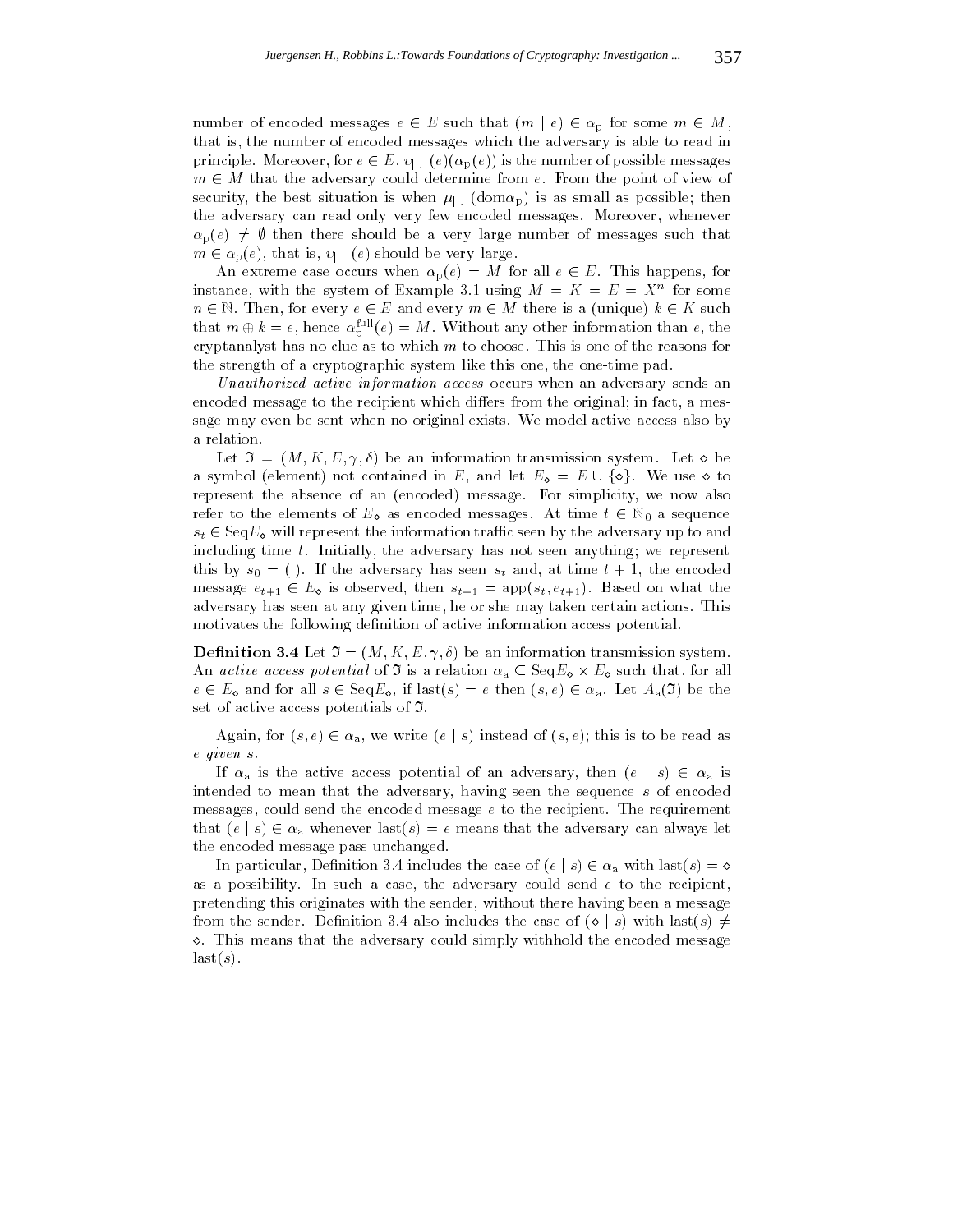number of encoded messages $e \in E$ such that $(m \mid e) \in \alpha_{\mathrm{p}}$ for some $m \in M$, that is, the number of encoded messages which the adversary is able to read in principle. Moreover, for $e \in E$, $\upsilon_{|\cdot|}(e)(\alpha_{\mathrm{p}}(e))$ is the number of possible messages $m \in M$ that the adversary could determine from $e$. From the point of view of security, the best situation is when $\mu_{|\cdot|}(\mathrm{dom}\alpha_{\mathrm{p}})$ is as small as possible; then the adversary can read only very few encoded messages. Moreover, whenever $\alpha_{\mathrm{p}}(e) \neq \emptyset$ then there should be a very large number of messages such that $m \in \alpha_{\mathrm{p}}(e)$, that is, $\upsilon_{|\cdot|}(e)$ should be very large.

An extreme case occurs when $\alpha_{\mathrm{p}}(e) = M$ for all $e \in E$. This happens, for instance, with the system of Example 3.1 using $M = K = E = X^n$ for some $n \in \mathbb{N}$. Then, for every $e \in E$ and every $m \in M$ there is a (unique) $k \in K$ such that $m \oplus k = e$, hence $\alpha_{\mathrm{p}}^{\mathrm{full}}(e) = M$. Without any other information than $e$, the cryptanalyst has no clue as to which $m$ to choose. This is one of the reasons for the strength of a cryptographic system like this one, the one-time pad.

*Unauthorized active information access* occurs when an adversary sends an encoded message to the recipient which differs from the original; in fact, a message may even be sent when no original exists. We model active access also by a relation.

Let $\Im = (M, K, E, \gamma, \delta)$ be an information transmission system. Let $\diamond$ be a symbol (element) not contained in $E$, and let $E_\diamond = E \cup \{\diamond\}$. We use $\diamond$ to represent the absence of an (encoded) message. For simplicity, we now also refer to the elements of $E_\diamond$ as encoded messages. At time $t \in \mathbb{N}_0$ a sequence $s_t \in \mathrm{Seq}E_\diamond$ will represent the information traffic seen by the adversary up to and including time $t$. Initially, the adversary has not seen anything; we represent this by $s_0 = (\,)$. If the adversary has seen $s_t$ and, at time $t+1$, the encoded message $e_{t+1} \in E_\diamond$ is observed, then $s_{t+1} = \mathrm{app}(s_t, e_{t+1})$. Based on what the adversary has seen at any given time, he or she may taken certain actions. This motivates the following definition of active information access potential.

**Definition 3.4** Let $\Im = (M, K, E, \gamma, \delta)$ be an information transmission system. An *active access potential* of $\Im$ is a relation $\alpha_{\mathrm{a}} \subseteq \mathrm{Seq}E_\diamond \times E_\diamond$ such that, for all $e \in E_\diamond$ and for all $s \in \mathrm{Seq}E_\diamond$, if $\mathrm{last}(s) = e$ then $(s, e) \in \alpha_{\mathrm{a}}$. Let $A_{\mathrm{a}}(\Im)$ be the set of active access potentials of $\Im$.

Again, for $(s, e) \in \alpha_{\mathrm{a}}$, we write $(e \mid s)$ instead of $(s, e)$; this is to be read as *e given s*.

If $\alpha_{\mathrm{a}}$ is the active access potential of an adversary, then $(e \mid s) \in \alpha_{\mathrm{a}}$ is intended to mean that the adversary, having seen the sequence $s$ of encoded messages, could send the encoded message $e$ to the recipient. The requirement that $(e \mid s) \in \alpha_{\mathrm{a}}$ whenever $\mathrm{last}(s) = e$ means that the adversary can always let the encoded message pass unchanged.

In particular, Definition 3.4 includes the case of $(e \mid s) \in \alpha_{\mathrm{a}}$ with $\mathrm{last}(s) = \diamond$ as a possibility. In such a case, the adversary could send $e$ to the recipient, pretending this originates with the sender, without there having been a message from the sender. Definition 3.4 also includes the case of $(\diamond \mid s)$ with $\mathrm{last}(s) \neq \diamond$. This means that the adversary could simply withhold the encoded message $\mathrm{last}(s)$.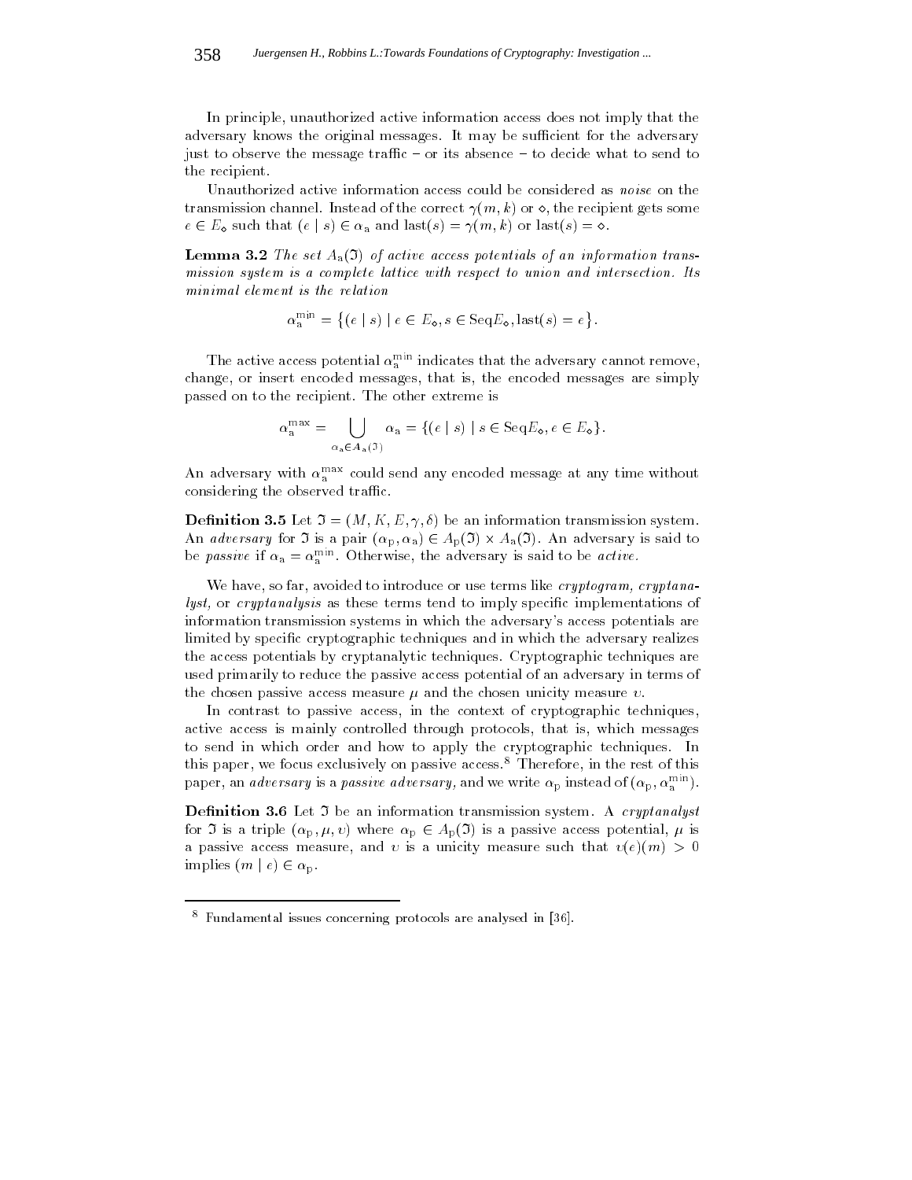In principle, unauthorized active information access does not imply that the adversary knows the original messages. It may be sufficient for the adversary just to observe the message traffic – or its absence – to decide what to send to the recipient.

Unauthorized active information access could be considered as *noise* on the transmission channel. Instead of the correct $\gamma(m, k)$ or $\diamond$, the recipient gets some $e \in E_\diamond$ such that $(e \mid s) \in \alpha_{\mathrm{a}}$ and $\mathrm{last}(s) = \gamma(m, k)$ or $\mathrm{last}(s) = \diamond$.

**Lemma 3.2** *The set $A_{\mathrm{a}}(\Im)$ of active access potentials of an information transmission system is a complete lattice with respect to union and intersection. Its minimal element is the relation*

$$\alpha_{\mathrm{a}}^{\min} = \left\{(e \mid s) \mid e \in E_\diamond, s \in \mathrm{Seq}E_\diamond, \mathrm{last}(s) = e\right\}.$$

The active access potential $\alpha_{\mathrm{a}}^{\min}$ indicates that the adversary cannot remove, change, or insert encoded messages, that is, the encoded messages are simply passed on to the recipient. The other extreme is

$$\alpha_{\mathrm{a}}^{\max} = \bigcup_{\alpha_{\mathrm{a}} \in A_{\mathrm{a}}(\Im)} \alpha_{\mathrm{a}} = \{(e \mid s) \mid s \in \mathrm{Seq}E_\diamond, e \in E_\diamond\}.$$

An adversary with $\alpha_{\mathrm{a}}^{\max}$ could send any encoded message at any time without considering the observed traffic.

**Definition 3.5** Let $\Im = (M, K, E, \gamma, \delta)$ be an information transmission system. An *adversary* for $\Im$ is a pair $(\alpha_{\mathrm{p}}, \alpha_{\mathrm{a}}) \in A_{\mathrm{p}}(\Im) \times A_{\mathrm{a}}(\Im)$. An adversary is said to be *passive* if $\alpha_{\mathrm{a}} = \alpha_{\mathrm{a}}^{\min}$. Otherwise, the adversary is said to be *active.*

We have, so far, avoided to introduce or use terms like *cryptogram, cryptanalyst,* or *cryptanalysis* as these terms tend to imply specific implementations of information transmission systems in which the adversary's access potentials are limited by specific cryptographic techniques and in which the adversary realizes the access potentials by cryptanalytic techniques. Cryptographic techniques are used primarily to reduce the passive access potential of an adversary in terms of the chosen passive access measure $\mu$ and the chosen unicity measure $\upsilon$.

In contrast to passive access, in the context of cryptographic techniques, active access is mainly controlled through protocols, that is, which messages to send in which order and how to apply the cryptographic techniques. In this paper, we focus exclusively on passive access.[8] Therefore, in the rest of this paper, an *adversary* is a *passive adversary,* and we write $\alpha_{\mathrm{p}}$ instead of $(\alpha_{\mathrm{p}}, \alpha_{\mathrm{a}}^{\min})$.

**Definition 3.6** Let $\Im$ be an information transmission system. A *cryptanalyst* for $\Im$ is a triple $(\alpha_{\mathrm{p}}, \mu, \upsilon)$ where $\alpha_{\mathrm{p}} \in A_{\mathrm{p}}(\Im)$ is a passive access potential, $\mu$ is a passive access measure, and $\upsilon$ is a unicity measure such that $\upsilon(e)(m) > 0$ implies $(m \mid e) \in \alpha_{\mathrm{p}}$.

---

[8] Fundamental issues concerning protocols are analysed in [36].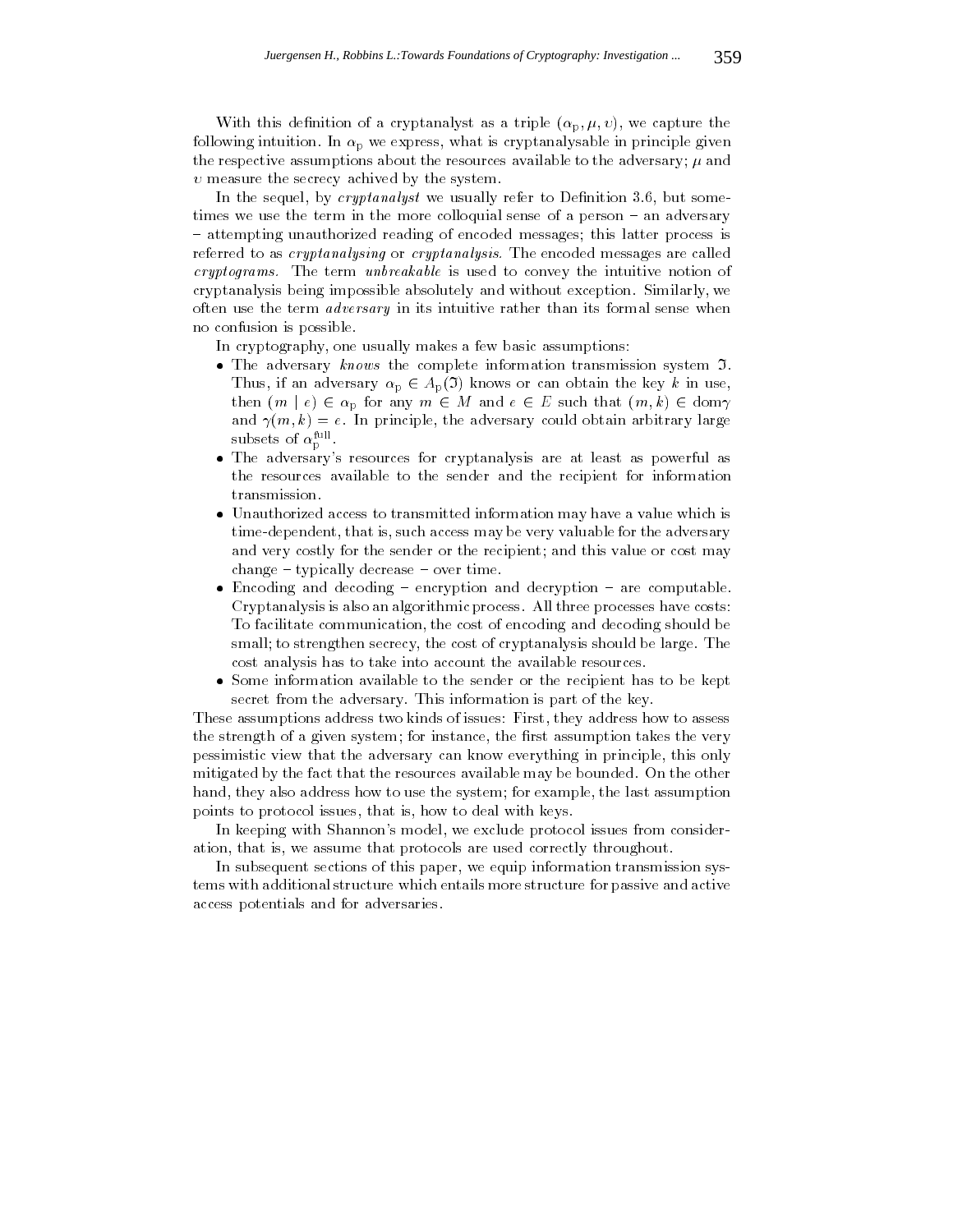With this definition of a cryptanalyst as a triple $(\alpha_{\mathrm{p}}, \mu, \upsilon)$, we capture the following intuition. In $\alpha_{\mathrm{p}}$ we express, what is cryptanalysable in principle given the respective assumptions about the resources available to the adversary; $\mu$ and $\upsilon$ measure the secrecy achived by the system.

In the sequel, by *cryptanalyst* we usually refer to Definition 3.6, but sometimes we use the term in the more colloquial sense of a person – an adversary – attempting unauthorized reading of encoded messages; this latter process is referred to as *cryptanalysing* or *cryptanalysis.* The encoded messages are called *cryptograms.* The term *unbreakable* is used to convey the intuitive notion of cryptanalysis being impossible absolutely and without exception. Similarly, we often use the term *adversary* in its intuitive rather than its formal sense when no confusion is possible.

In cryptography, one usually makes a few basic assumptions:

- The adversary *knows* the complete information transmission system $\mathfrak{I}$. Thus, if an adversary $\alpha_{\mathrm{p}} \in A_{\mathrm{p}}(\mathfrak{I})$ knows or can obtain the key $k$ in use, then $(m \mid e) \in \alpha_{\mathrm{p}}$ for any $m \in M$ and $e \in E$ such that $(m, k) \in \mathrm{dom}\gamma$ and $\gamma(m, k) = e$. In principle, the adversary could obtain arbitrary large subsets of $\alpha_{\mathrm{p}}^{\mathrm{full}}$.
- The adversary's resources for cryptanalysis are at least as powerful as the resources available to the sender and the recipient for information transmission.
- Unauthorized access to transmitted information may have a value which is time-dependent, that is, such access may be very valuable for the adversary and very costly for the sender or the recipient; and this value or cost may change – typically decrease – over time.
- Encoding and decoding – encryption and decryption – are computable. Cryptanalysis is also an algorithmic process. All three processes have costs: To facilitate communication, the cost of encoding and decoding should be small; to strengthen secrecy, the cost of cryptanalysis should be large. The cost analysis has to take into account the available resources.
- Some information available to the sender or the recipient has to be kept secret from the adversary. This information is part of the key.

These assumptions address two kinds of issues: First, they address how to assess the strength of a given system; for instance, the first assumption takes the very pessimistic view that the adversary can know everything in principle, this only mitigated by the fact that the resources available may be bounded. On the other hand, they also address how to use the system; for example, the last assumption points to protocol issues, that is, how to deal with keys.

In keeping with Shannon's model, we exclude protocol issues from consideration, that is, we assume that protocols are used correctly throughout.

In subsequent sections of this paper, we equip information transmission systems with additional structure which entails more structure for passive and active access potentials and for adversaries.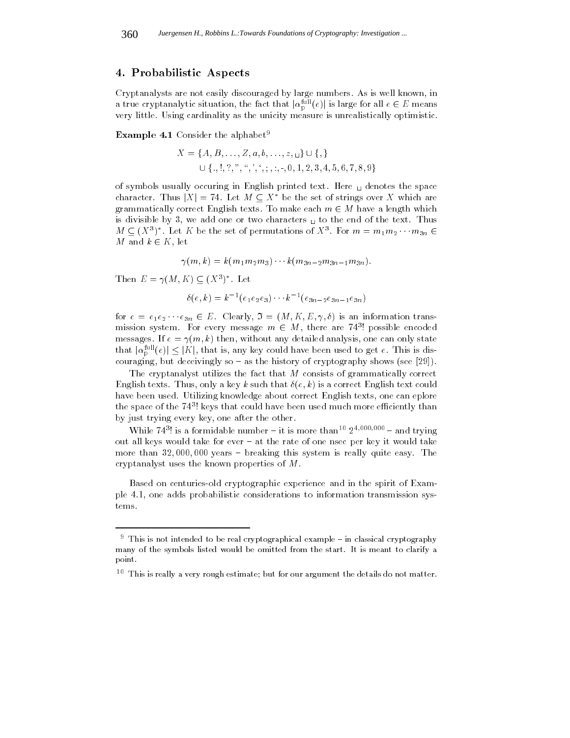## 4. Probabilistic Aspects

Cryptanalysts are not easily discouraged by large numbers. As is well known, in a true cryptanalytic situation, the fact that $|\alpha_{\mathrm{p}}^{\mathrm{full}}(e)|$ is large for all $e \in E$ means very little. Using cardinality as the unicity measure is unrealistically optimistic.

**Example 4.1** Consider the alphabet[9]

$$
\begin{aligned}
X = \{&A, B, \ldots, Z, a, b, \ldots, z, \sqcup\} \cup \{,\} \\
&\cup \{., !, ?, ", “, ', ‘, ;, :, -, 0, 1, 2, 3, 4, 5, 6, 7, 8, 9\}
\end{aligned}
$$

of symbols usually occuring in English printed text. Here $\sqcup$ denotes the space character. Thus $|X| = 74$. Let $M \subseteq X^*$ be the set of strings over $X$ which are grammatically correct English texts. To make each $m \in M$ have a length which is divisible by 3, we add one or two characters $\sqcup$ to the end of the text. Thus $M \subseteq (X^3)^*$. Let $K$ be the set of permutations of $X^3$. For $m = m_1 m_2 \cdots m_{3n} \in M$ and $k \in K$, let

$$
\gamma(m, k) = k(m_1 m_2 m_3) \cdots k(m_{3n-2} m_{3n-1} m_{3n}).
$$

Then $E = \gamma(M, K) \subseteq (X^3)^*$. Let

$$
\delta(e, k) = k^{-1}(e_1 e_2 e_3) \cdots k^{-1}(e_{3n-2} e_{3n-1} e_{3n})
$$

for $e = e_1 e_2 \cdots e_{3n} \in E$. Clearly, $\mathfrak{I} = (M, K, E, \gamma, \delta)$ is an information transmission system. For every message $m \in M$, there are $74^3!$ possible encoded messages. If $e = \gamma(m, k)$ then, without any detailed analysis, one can only state that $|\alpha_{\mathrm{p}}^{\mathrm{full}}(e)| \leq |K|$, that is, any key could have been used to get $e$. This is discouraging, but deceivingly so – as the history of cryptography shows (see [29]).

The cryptanalyst utilizes the fact that $M$ consists of grammatically correct English texts. Thus, only a key $k$ such that $\delta(e, k)$ is a correct English text could have been used. Utilizing knowledge about correct English texts, one can eplore the space of the $74^3!$ keys that could have been used much more efficiently than by just trying every key, one after the other.

While $74^3!$ is a formidable number – it is more than[10] $2^{4,000,000}$ – and trying out all keys would take for ever – at the rate of one nsec per key it would take more than 32,000,000 years – breaking this system is really quite easy. The cryptanalyst uses the known properties of $M$.

Based on centuries-old cryptographic experience and in the spirit of Example 4.1, one adds probabilistic considerations to information transmission systems.

---

[9] This is not intended to be real cryptographical example – in classical cryptography many of the symbols listed would be omitted from the start. It is meant to clarify a point.

[10] This is really a very rough estimate; but for our argument the details do not matter.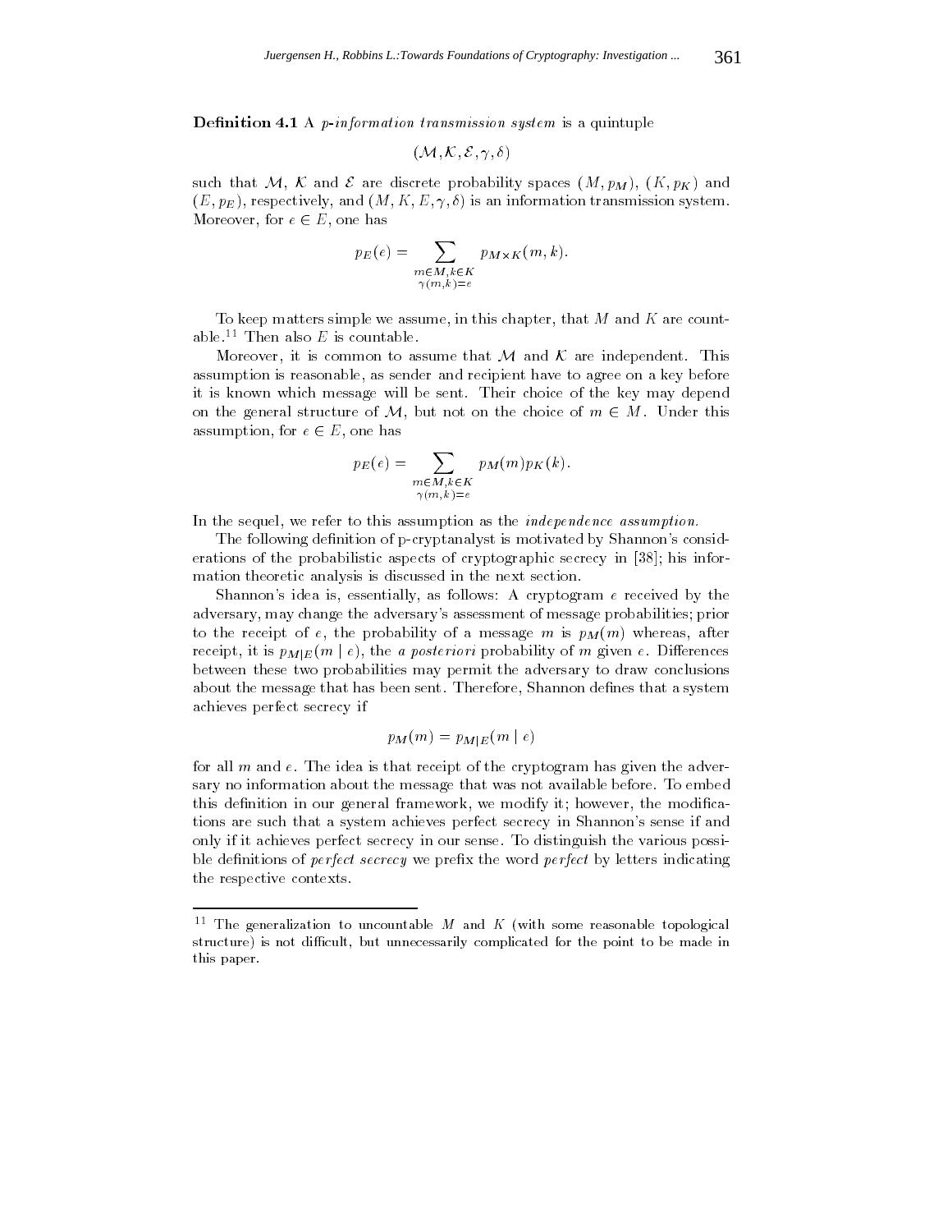**Definition 4.1** A *p-information transmission system* is a quintuple

$$(\mathcal{M}, \mathcal{K}, \mathcal{E}, \gamma, \delta)$$

such that $\mathcal{M}$, $\mathcal{K}$ and $\mathcal{E}$ are discrete probability spaces $(M, p_M)$, $(K, p_K)$ and $(E, p_E)$, respectively, and $(M, K, E, \gamma, \delta)$ is an information transmission system. Moreover, for $e \in E$, one has

$$p_E(e) = \sum_{\substack{m \in M, k \in K \\ \gamma(m,k)=e}} p_{M \times K}(m, k).$$

To keep matters simple we assume, in this chapter, that $M$ and $K$ are countable.[11] Then also $E$ is countable.

Moreover, it is common to assume that $\mathcal{M}$ and $\mathcal{K}$ are independent. This assumption is reasonable, as sender and recipient have to agree on a key before it is known which message will be sent. Their choice of the key may depend on the general structure of $\mathcal{M}$, but not on the choice of $m \in M$. Under this assumption, for $e \in E$, one has

$$p_E(e) = \sum_{\substack{m \in M, k \in K \\ \gamma(m,k)=e}} p_M(m) p_K(k).$$

In the sequel, we refer to this assumption as the *independence assumption.*

The following definition of p-cryptanalyst is motivated by Shannon's considerations of the probabilistic aspects of cryptographic secrecy in [38]; his information theoretic analysis is discussed in the next section.

Shannon's idea is, essentially, as follows: A cryptogram $e$ received by the adversary, may change the adversary's assessment of message probabilities; prior to the receipt of $e$, the probability of a message $m$ is $p_M(m)$ whereas, after receipt, it is $p_{M|E}(m \mid e)$, the *a posteriori* probability of $m$ given $e$. Differences between these two probabilities may permit the adversary to draw conclusions about the message that has been sent. Therefore, Shannon defines that a system achieves perfect secrecy if

$$p_M(m) = p_{M|E}(m \mid e)$$

for all $m$ and $e$. The idea is that receipt of the cryptogram has given the adversary no information about the message that was not available before. To embed this definition in our general framework, we modify it; however, the modifications are such that a system achieves perfect secrecy in Shannon's sense if and only if it achieves perfect secrecy in our sense. To distinguish the various possible definitions of *perfect secrecy* we prefix the word *perfect* by letters indicating the respective contexts.

---

[11] The generalization to uncountable $M$ and $K$ (with some reasonable topological structure) is not difficult, but unnecessarily complicated for the point to be made in this paper.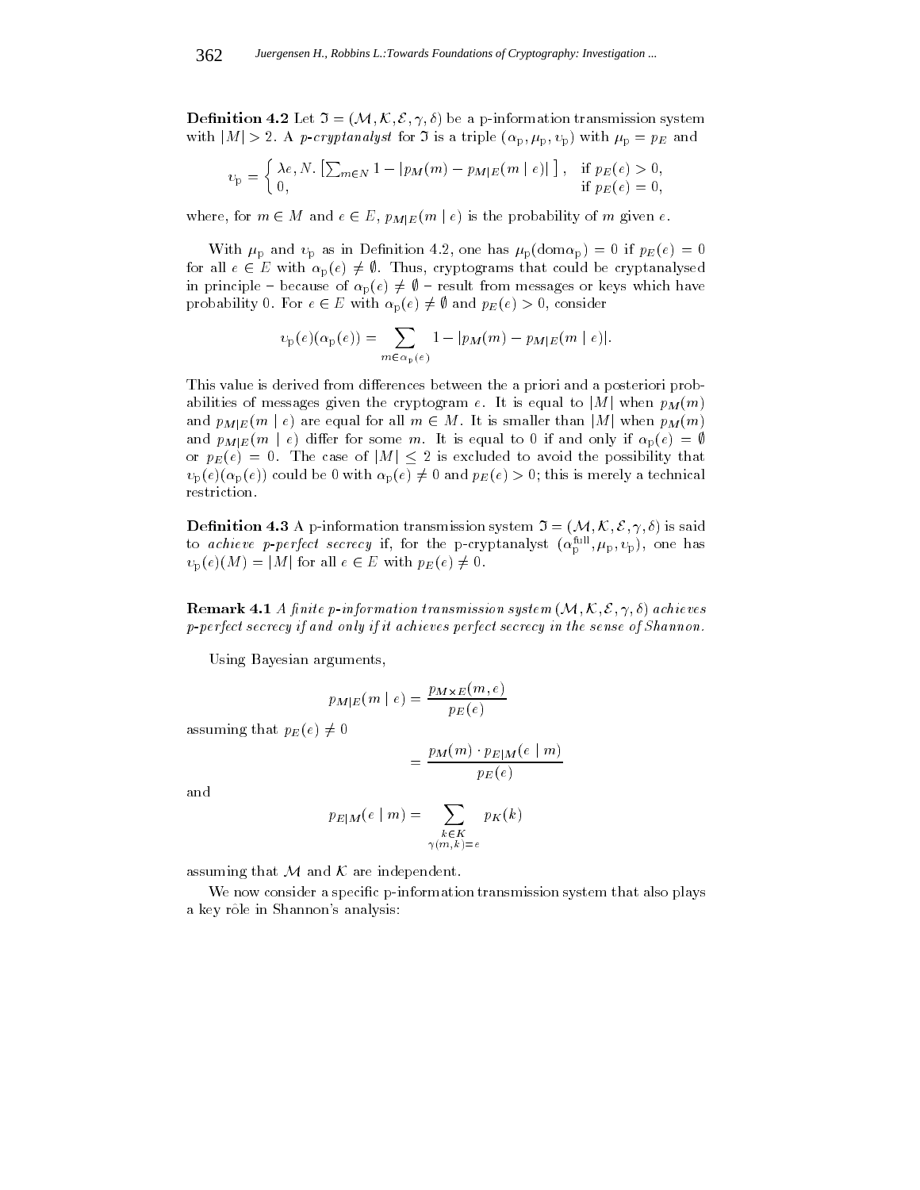**Definition 4.2** Let $\Im = (\mathcal{M}, \mathcal{K}, \mathcal{E}, \gamma, \delta)$ be a p-information transmission system with $|M| > 2$. A *p-cryptanalyst* for $\Im$ is a triple $(\alpha_{\rm p}, \mu_{\rm p}, \upsilon_{\rm p})$ with $\mu_{\rm p} = p_E$ and

$$\upsilon_{\rm p} = \begin{cases} \lambda e, N. \left[\sum_{m \in N} 1 - |p_M(m) - p_{M|E}(m \mid e)|\right], & \text{if } p_E(e) > 0, \\ 0, & \text{if } p_E(e) = 0, \end{cases}$$

where, for $m \in M$ and $e \in E$, $p_{M|E}(m \mid e)$ is the probability of $m$ given $e$.

With $\mu_{\rm p}$ and $\upsilon_{\rm p}$ as in Definition 4.2, one has $\mu_{\rm p}(\mathrm{dom}\alpha_{\rm p}) = 0$ if $p_E(e) = 0$ for all $e \in E$ with $\alpha_{\rm p}(e) \neq \emptyset$. Thus, cryptograms that could be cryptanalysed in principle – because of $\alpha_{\rm p}(e) \neq \emptyset$ – result from messages or keys which have probability 0. For $e \in E$ with $\alpha_{\rm p}(e) \neq \emptyset$ and $p_E(e) > 0$, consider

$$\upsilon_{\rm p}(e)(\alpha_{\rm p}(e)) = \sum_{m \in \alpha_{\rm p}(e)} 1 - |p_M(m) - p_{M|E}(m \mid e)|.$$

This value is derived from differences between the a priori and a posteriori probabilities of messages given the cryptogram $e$. It is equal to $|M|$ when $p_M(m)$ and $p_{M|E}(m \mid e)$ are equal for all $m \in M$. It is smaller than $|M|$ when $p_M(m)$ and $p_{M|E}(m \mid e)$ differ for some $m$. It is equal to 0 if and only if $\alpha_{\rm p}(e) = \emptyset$ or $p_E(e) = 0$. The case of $|M| \leq 2$ is excluded to avoid the possibility that $\upsilon_{\rm p}(e)(\alpha_{\rm p}(e))$ could be 0 with $\alpha_{\rm p}(e) \neq 0$ and $p_E(e) > 0$; this is merely a technical restriction.

**Definition 4.3** A p-information transmission system $\Im = (\mathcal{M}, \mathcal{K}, \mathcal{E}, \gamma, \delta)$ is said to *achieve p-perfect secrecy* if, for the p-cryptanalyst $(\alpha_{\rm p}^{\rm full}, \mu_{\rm p}, \upsilon_{\rm p})$, one has $\upsilon_{\rm p}(e)(M) = |M|$ for all $e \in E$ with $p_E(e) \neq 0$.

**Remark 4.1** *A finite p-information transmission system $(\mathcal{M}, \mathcal{K}, \mathcal{E}, \gamma, \delta)$ achieves p-perfect secrecy if and only if it achieves perfect secrecy in the sense of Shannon.*

Using Bayesian arguments,

$$p_{M|E}(m \mid e) = \frac{p_{M \times E}(m, e)}{p_E(e)}$$

assuming that $p_E(e) \neq 0$

$$= \frac{p_M(m) \cdot p_{E|M}(e \mid m)}{p_E(e)}$$

and

$$p_{E|M}(e \mid m) = \sum_{\substack{k \in K \\ \gamma(m,k) = e}} p_K(k)$$

assuming that $\mathcal{M}$ and $\mathcal{K}$ are independent.

We now consider a specific p-information transmission system that also plays a key rôle in Shannon's analysis: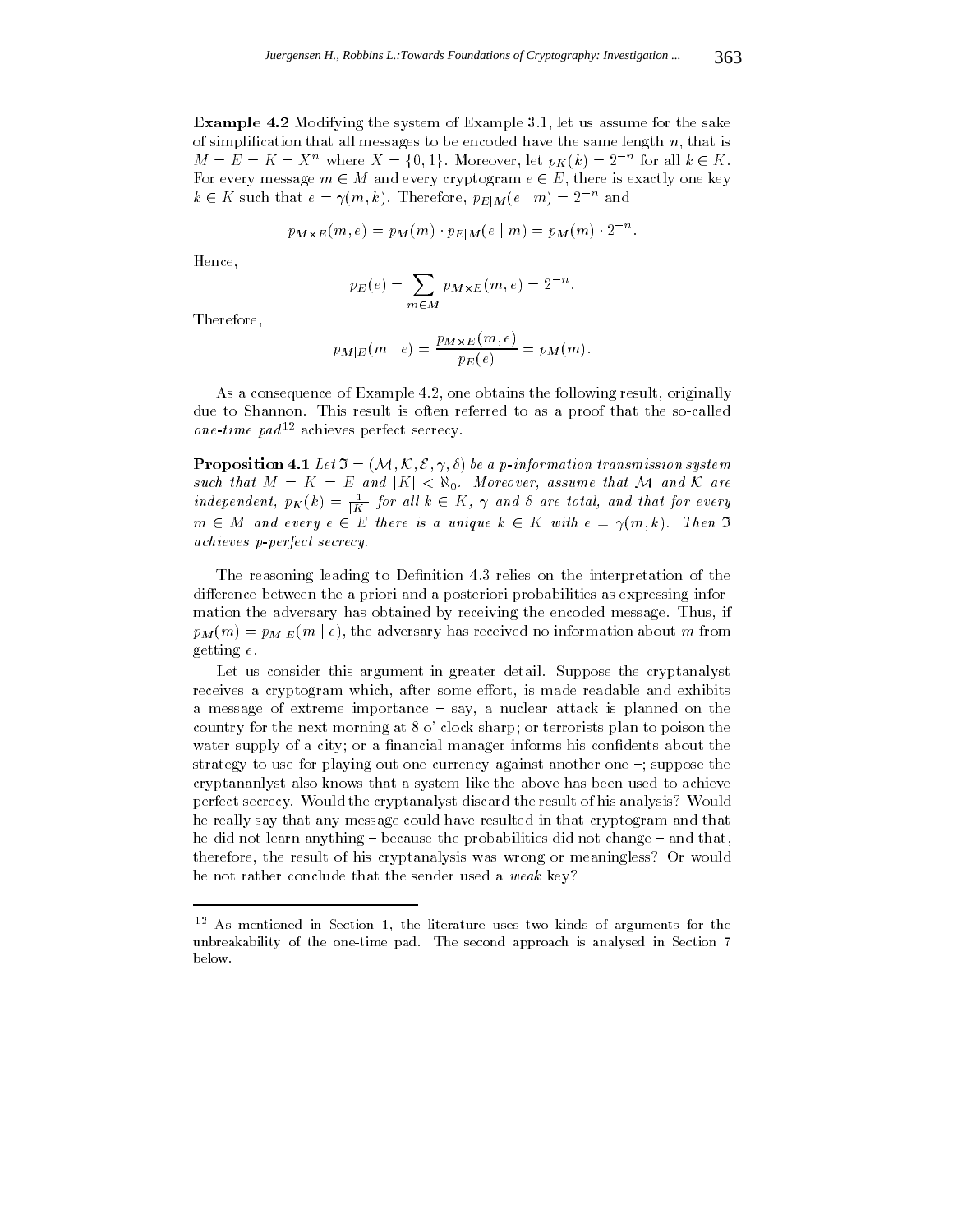**Example 4.2** Modifying the system of Example 3.1, let us assume for the sake of simplification that all messages to be encoded have the same length $n$, that is $M = E = K = X^n$ where $X = \{0,1\}$. Moreover, let $p_K(k) = 2^{-n}$ for all $k \in K$. For every message $m \in M$ and every cryptogram $e \in E$, there is exactly one key $k \in K$ such that $e = \gamma(m,k)$. Therefore, $p_{E|M}(e \mid m) = 2^{-n}$ and

$$p_{M \times E}(m,e) = p_M(m) \cdot p_{E|M}(e \mid m) = p_M(m) \cdot 2^{-n}.$$

Hence,

$$p_E(e) = \sum_{m \in M} p_{M \times E}(m,e) = 2^{-n}.$$

Therefore,

$$p_{M|E}(m \mid e) = \frac{p_{M \times E}(m,e)}{p_E(e)} = p_M(m).$$

As a consequence of Example 4.2, one obtains the following result, originally due to Shannon. This result is often referred to as a proof that the so-called *one-time pad*[12] achieves perfect secrecy.

**Proposition 4.1** *Let $\Im = (\mathcal{M}, \mathcal{K}, \mathcal{E}, \gamma, \delta)$ be a p-information transmission system such that $M = K = E$ and $|K| < \aleph_0$. Moreover, assume that $\mathcal{M}$ and $\mathcal{K}$ are independent, $p_K(k) = \frac{1}{|K|}$ for all $k \in K$, $\gamma$ and $\delta$ are total, and that for every $m \in M$ and every $e \in E$ there is a unique $k \in K$ with $e = \gamma(m,k)$. Then $\Im$ achieves p-perfect secrecy.*

The reasoning leading to Definition 4.3 relies on the interpretation of the difference between the a priori and a posteriori probabilities as expressing information the adversary has obtained by receiving the encoded message. Thus, if $p_M(m) = p_{M|E}(m \mid e)$, the adversary has received no information about $m$ from getting $e$.

Let us consider this argument in greater detail. Suppose the cryptanalyst receives a cryptogram which, after some effort, is made readable and exhibits a message of extreme importance – say, a nuclear attack is planned on the country for the next morning at 8 o' clock sharp; or terrorists plan to poison the water supply of a city; or a financial manager informs his confidents about the strategy to use for playing out one currency against another one –; suppose the cryptananlyst also knows that a system like the above has been used to achieve perfect secrecy. Would the cryptanalyst discard the result of his analysis? Would he really say that any message could have resulted in that cryptogram and that he did not learn anything – because the probabilities did not change – and that, therefore, the result of his cryptanalysis was wrong or meaningless? Or would he not rather conclude that the sender used a *weak* key?

---

[12] As mentioned in Section 1, the literature uses two kinds of arguments for the unbreakability of the one-time pad. The second approach is analysed in Section 7 below.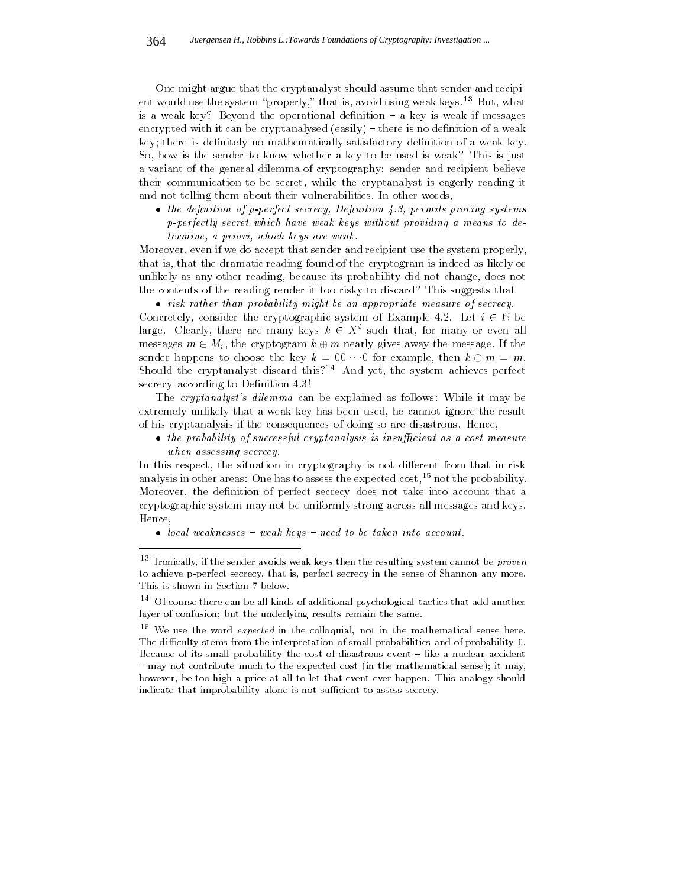One might argue that the cryptanalyst should assume that sender and recipient would use the system "properly," that is, avoid using weak keys.[13] But, what is a weak key? Beyond the operational definition – a key is weak if messages encrypted with it can be cryptanalysed (easily) – there is no definition of a weak key; there is definitely no mathematically satisfactory definition of a weak key. So, how is the sender to know whether a key to be used is weak? This is just a variant of the general dilemma of cryptography: sender and recipient believe their communication to be secret, while the cryptanalyst is eagerly reading it and not telling them about their vulnerabilities. In other words,

- *the definition of p-perfect secrecy, Definition 4.3, permits proving systems p-perfectly secret which have weak keys without providing a means to determine, a priori, which keys are weak.*

Moreover, even if we do accept that sender and recipient use the system properly, that is, that the dramatic reading found of the cryptogram is indeed as likely or unlikely as any other reading, because its probability did not change, does not the contents of the reading render it too risky to discard? This suggests that

- *risk rather than probability might be an appropriate measure of secrecy.*

Concretely, consider the cryptographic system of Example 4.2. Let $i \in \mathbb{N}$ be large. Clearly, there are many keys $k \in X^i$ such that, for many or even all messages $m \in M_i$, the cryptogram $k \oplus m$ nearly gives away the message. If the sender happens to choose the key $k = 00 \cdots 0$ for example, then $k \oplus m = m$. Should the cryptanalyst discard this?[14] And yet, the system achieves perfect secrecy according to Definition 4.3!

The *cryptanalyst's dilemma* can be explained as follows: While it may be extremely unlikely that a weak key has been used, he cannot ignore the result of his cryptanalysis if the consequences of doing so are disastrous. Hence,

- *the probability of successful cryptanalysis is insufficient as a cost measure when assessing secrecy.*

In this respect, the situation in cryptography is not different from that in risk analysis in other areas: One has to assess the expected cost,[15] not the probability. Moreover, the definition of perfect secrecy does not take into account that a cryptographic system may not be uniformly strong across all messages and keys. Hence,

- *local weaknesses – weak keys – need to be taken into account.*

---

[13] Ironically, if the sender avoids weak keys then the resulting system cannot be *proven* to achieve p-perfect secrecy, that is, perfect secrecy in the sense of Shannon any more. This is shown in Section 7 below.

[14] Of course there can be all kinds of additional psychological tactics that add another layer of confusion; but the underlying results remain the same.

[15] We use the word *expected* in the colloquial, not in the mathematical sense here. The difficulty stems from the interpretation of small probabilities and of probability 0. Because of its small probability the cost of disastrous event – like a nuclear accident – may not contribute much to the expected cost (in the mathematical sense); it may, however, be too high a price at all to let that event ever happen. This analogy should indicate that improbability alone is not sufficient to assess secrecy.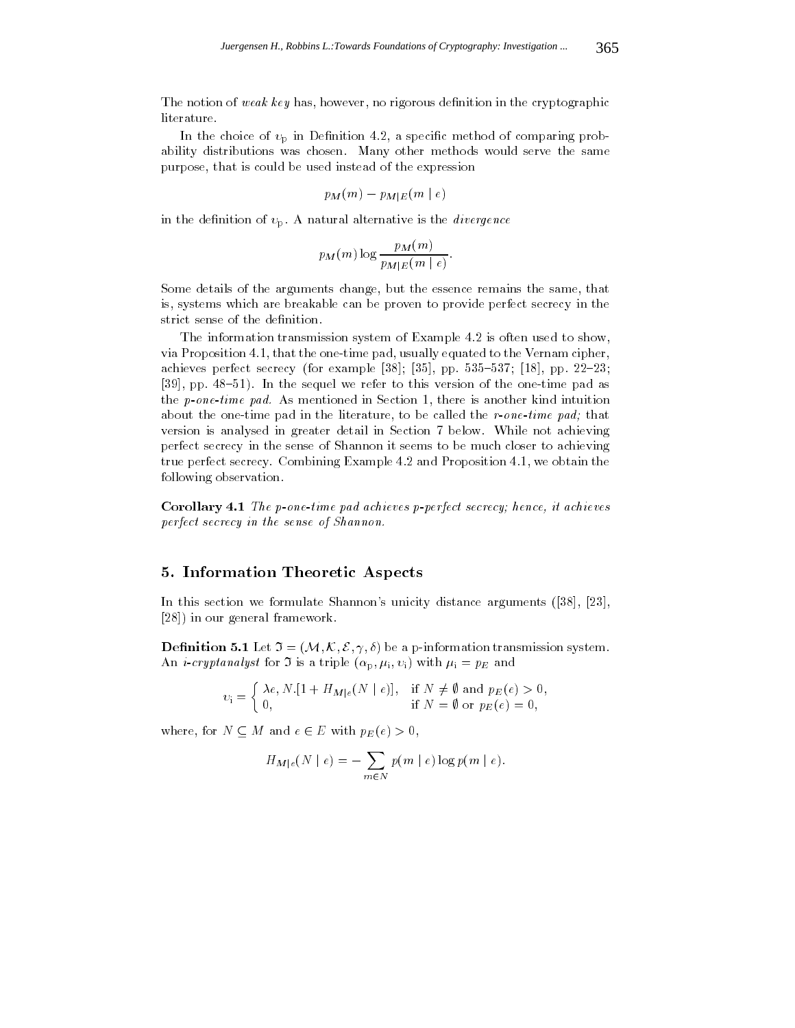The notion of *weak key* has, however, no rigorous definition in the cryptographic literature.

In the choice of $\upsilon_{\mathrm{p}}$ in Definition 4.2, a specific method of comparing probability distributions was chosen. Many other methods would serve the same purpose, that is could be used instead of the expression

$$p_M(m) - p_{M|E}(m \mid e)$$

in the definition of $\upsilon_{\mathrm{p}}$. A natural alternative is the *divergence*

$$p_M(m) \log \frac{p_M(m)}{p_{M|E}(m \mid e)}.$$

Some details of the arguments change, but the essence remains the same, that is, systems which are breakable can be proven to provide perfect secrecy in the strict sense of the definition.

The information transmission system of Example 4.2 is often used to show, via Proposition 4.1, that the one-time pad, usually equated to the Vernam cipher, achieves perfect secrecy (for example [38]; [35], pp. 535–537; [18], pp. 22–23; [39], pp. 48–51). In the sequel we refer to this version of the one-time pad as the *p-one-time pad.* As mentioned in Section 1, there is another kind intuition about the one-time pad in the literature, to be called the *r-one-time pad;* that version is analysed in greater detail in Section 7 below. While not achieving perfect secrecy in the sense of Shannon it seems to be much closer to achieving true perfect secrecy. Combining Example 4.2 and Proposition 4.1, we obtain the following observation.

**Corollary 4.1** *The p-one-time pad achieves p-perfect secrecy; hence, it achieves perfect secrecy in the sense of Shannon.*

## 5. Information Theoretic Aspects

In this section we formulate Shannon's unicity distance arguments ([38], [23], [28]) in our general framework.

**Definition 5.1** Let $\Im = (\mathcal{M}, \mathcal{K}, \mathcal{E}, \gamma, \delta)$ be a p-information transmission system. An *i-cryptanalyst* for $\Im$ is a triple $(\alpha_{\mathrm{p}}, \mu_{\mathrm{i}}, \upsilon_{\mathrm{i}})$ with $\mu_{\mathrm{i}} = p_E$ and

$$\upsilon_{\mathrm{i}} = \begin{cases} \lambda e, N.[1 + H_{M|e}(N \mid e)], & \text{if } N \neq \emptyset \text{ and } p_E(e) > 0, \\ 0, & \text{if } N = \emptyset \text{ or } p_E(e) = 0, \end{cases}$$

where, for $N \subseteq M$ and $e \in E$ with $p_E(e) > 0$,

$$H_{M|e}(N \mid e) = -\sum_{m \in N} p(m \mid e) \log p(m \mid e).$$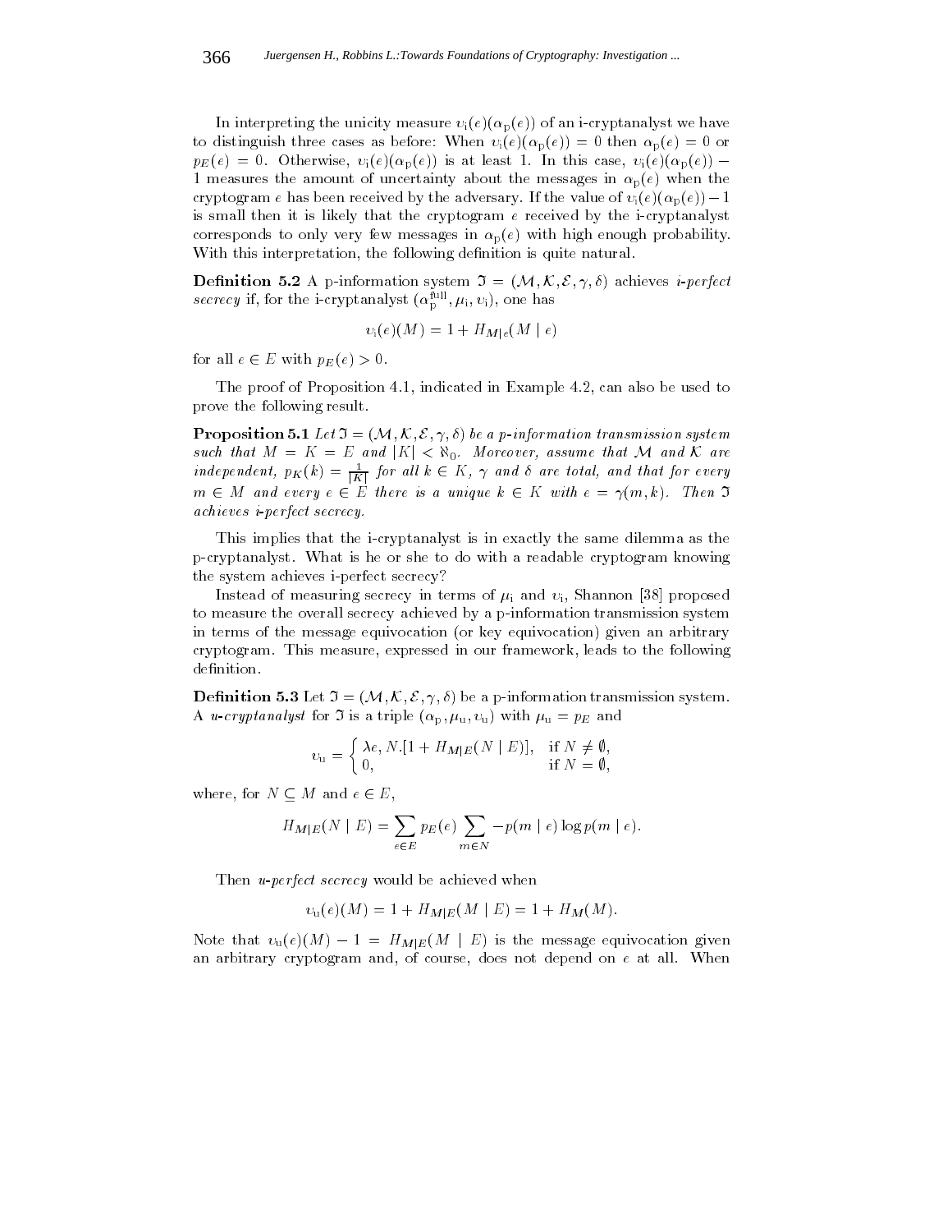In interpreting the unicity measure $\upsilon_{\mathrm{i}}(e)(\alpha_{\mathrm{p}}(e))$ of an i-cryptanalyst we have to distinguish three cases as before: When $\upsilon_{\mathrm{i}}(e)(\alpha_{\mathrm{p}}(e)) = 0$ then $\alpha_{\mathrm{p}}(e) = 0$ or $p_E(e) = 0$. Otherwise, $\upsilon_{\mathrm{i}}(e)(\alpha_{\mathrm{p}}(e))$ is at least 1. In this case, $\upsilon_{\mathrm{i}}(e)(\alpha_{\mathrm{p}}(e)) - 1$ measures the amount of uncertainty about the messages in $\alpha_{\mathrm{p}}(e)$ when the cryptogram $e$ has been received by the adversary. If the value of $\upsilon_{\mathrm{i}}(e)(\alpha_{\mathrm{p}}(e)) - 1$ is small then it is likely that the cryptogram $e$ received by the i-cryptanalyst corresponds to only very few messages in $\alpha_{\mathrm{p}}(e)$ with high enough probability. With this interpretation, the following definition is quite natural.

**Definition 5.2** A p-information system $\Im = (\mathcal{M}, \mathcal{K}, \mathcal{E}, \gamma, \delta)$ achieves *i-perfect secrecy* if, for the i-cryptanalyst $(\alpha_{\mathrm{p}}^{\mathrm{full}}, \mu_{\mathrm{i}}, \upsilon_{\mathrm{i}})$, one has

$$\upsilon_{\mathrm{i}}(e)(M) = 1 + H_{M|e}(M \mid e)$$

for all $e \in E$ with $p_E(e) > 0$.

The proof of Proposition 4.1, indicated in Example 4.2, can also be used to prove the following result.

**Proposition 5.1** *Let $\Im = (\mathcal{M}, \mathcal{K}, \mathcal{E}, \gamma, \delta)$ be a p-information transmission system such that $M = K = E$ and $|K| < \aleph_0$. Moreover, assume that $\mathcal{M}$ and $\mathcal{K}$ are independent, $p_K(k) = \frac{1}{|K|}$ for all $k \in K$, $\gamma$ and $\delta$ are total, and that for every $m \in M$ and every $e \in E$ there is a unique $k \in K$ with $e = \gamma(m, k)$. Then $\Im$ achieves i-perfect secrecy.*

This implies that the i-cryptanalyst is in exactly the same dilemma as the p-cryptanalyst. What is he or she to do with a readable cryptogram knowing the system achieves i-perfect secrecy?

Instead of measuring secrecy in terms of $\mu_{\mathrm{i}}$ and $\upsilon_{\mathrm{i}}$, Shannon [38] proposed to measure the overall secrecy achieved by a p-information transmission system in terms of the message equivocation (or key equivocation) given an arbitrary cryptogram. This measure, expressed in our framework, leads to the following definition.

**Definition 5.3** Let $\Im = (\mathcal{M}, \mathcal{K}, \mathcal{E}, \gamma, \delta)$ be a p-information transmission system. A *u-cryptanalyst* for $\Im$ is a triple $(\alpha_{\mathrm{p}}, \mu_{\mathrm{u}}, \upsilon_{\mathrm{u}})$ with $\mu_{\mathrm{u}} = p_E$ and

$$\upsilon_{\mathrm{u}} = \begin{cases} \lambda e, N.[1 + H_{M|E}(N \mid E)], & \text{if } N \neq \emptyset, \\ 0, & \text{if } N = \emptyset, \end{cases}$$

where, for $N \subseteq M$ and $e \in E$,

$$H_{M|E}(N \mid E) = \sum_{e \in E} p_E(e) \sum_{m \in N} -p(m \mid e) \log p(m \mid e).$$

Then *u-perfect secrecy* would be achieved when

$$\upsilon_{\mathrm{u}}(e)(M) = 1 + H_{M|E}(M \mid E) = 1 + H_M(M).$$

Note that $\upsilon_{\mathrm{u}}(e)(M) - 1 = H_{M|E}(M \mid E)$ is the message equivocation given an arbitrary cryptogram and, of course, does not depend on $e$ at all. When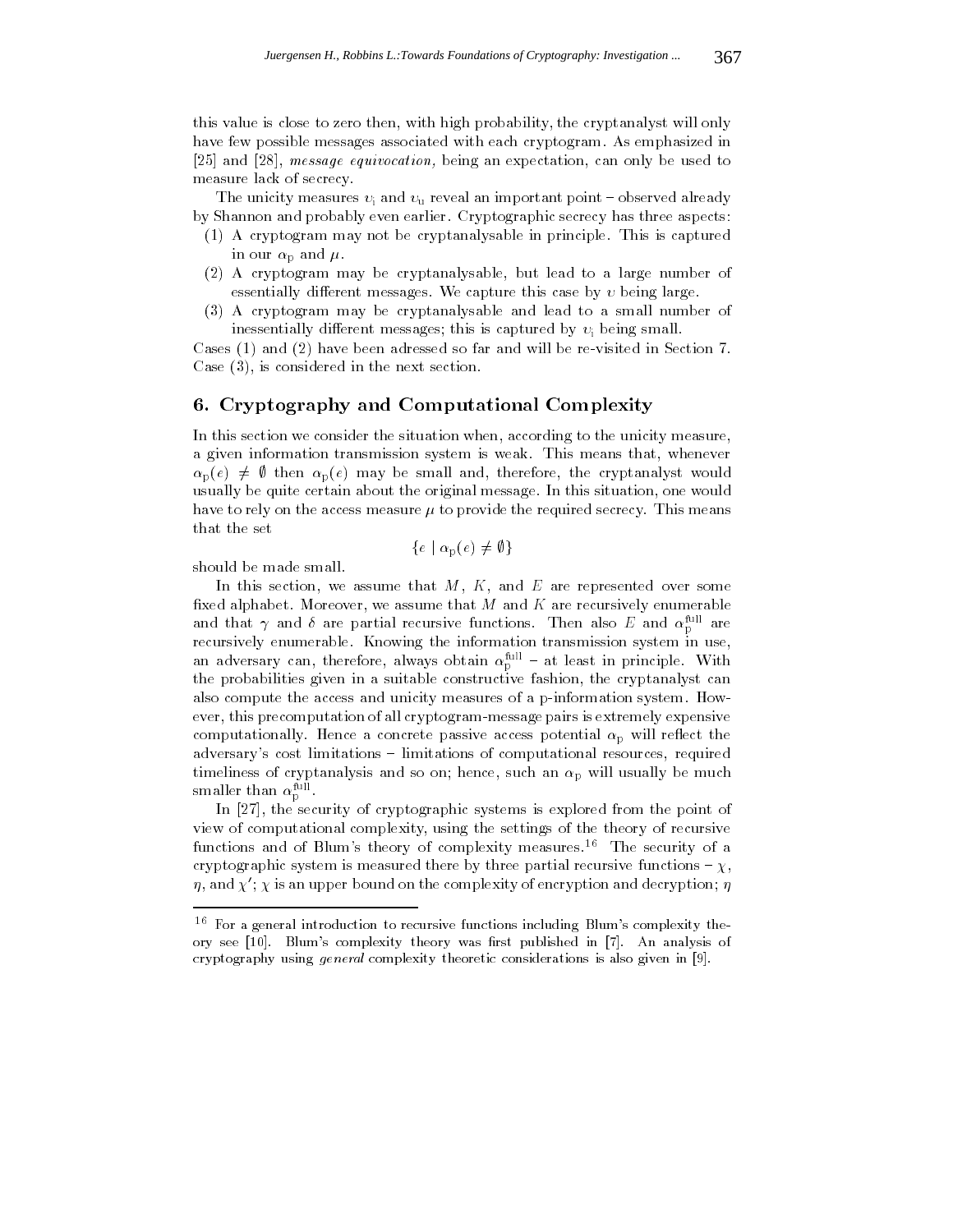this value is close to zero then, with high probability, the cryptanalyst will only have few possible messages associated with each cryptogram. As emphasized in [25] and [28], *message equivocation,* being an expectation, can only be used to measure lack of secrecy.

The unicity measures $\upsilon_{\rm i}$ and $\upsilon_{\rm u}$ reveal an important point – observed already by Shannon and probably even earlier. Cryptographic secrecy has three aspects:

(1) A cryptogram may not be cryptanalysable in principle. This is captured in our $\alpha_{\rm p}$ and $\mu$.
(2) A cryptogram may be cryptanalysable, but lead to a large number of essentially different messages. We capture this case by $\upsilon$ being large.
(3) A cryptogram may be cryptanalysable and lead to a small number of inessentially different messages; this is captured by $\upsilon_{\rm i}$ being small.

Cases (1) and (2) have been adressed so far and will be re-visited in Section 7. Case (3), is considered in the next section.

## 6. Cryptography and Computational Complexity

In this section we consider the situation when, according to the unicity measure, a given information transmission system is weak. This means that, whenever $\alpha_{\rm p}(e) \neq \emptyset$ then $\alpha_{\rm p}(e)$ may be small and, therefore, the cryptanalyst would usually be quite certain about the original message. In this situation, one would have to rely on the access measure $\mu$ to provide the required secrecy. This means that the set

$$\{e \mid \alpha_{\rm p}(e) \neq \emptyset\}$$

should be made small.

In this section, we assume that $M$, $K$, and $E$ are represented over some fixed alphabet. Moreover, we assume that $M$ and $K$ are recursively enumerable and that $\gamma$ and $\delta$ are partial recursive functions. Then also $E$ and $\alpha_{\rm p}^{\rm full}$ are recursively enumerable. Knowing the information transmission system in use, an adversary can, therefore, always obtain $\alpha_{\rm p}^{\rm full}$ – at least in principle. With the probabilities given in a suitable constructive fashion, the cryptanalyst can also compute the access and unicity measures of a p-information system. However, this precomputation of all cryptogram-message pairs is extremely expensive computationally. Hence a concrete passive access potential $\alpha_{\rm p}$ will reflect the adversary's cost limitations – limitations of computational resources, required timeliness of cryptanalysis and so on; hence, such an $\alpha_{\rm p}$ will usually be much smaller than $\alpha_{\rm p}^{\rm full}$.

In [27], the security of cryptographic systems is explored from the point of view of computational complexity, using the settings of the theory of recursive functions and of Blum's theory of complexity measures.[16] The security of a cryptographic system is measured there by three partial recursive functions – $\chi$, $\eta$, and $\chi'$; $\chi$ is an upper bound on the complexity of encryption and decryption; $\eta$

---

[16] For a general introduction to recursive functions including Blum's complexity theory see [10]. Blum's complexity theory was first published in [7]. An analysis of cryptography using *general* complexity theoretic considerations is also given in [9].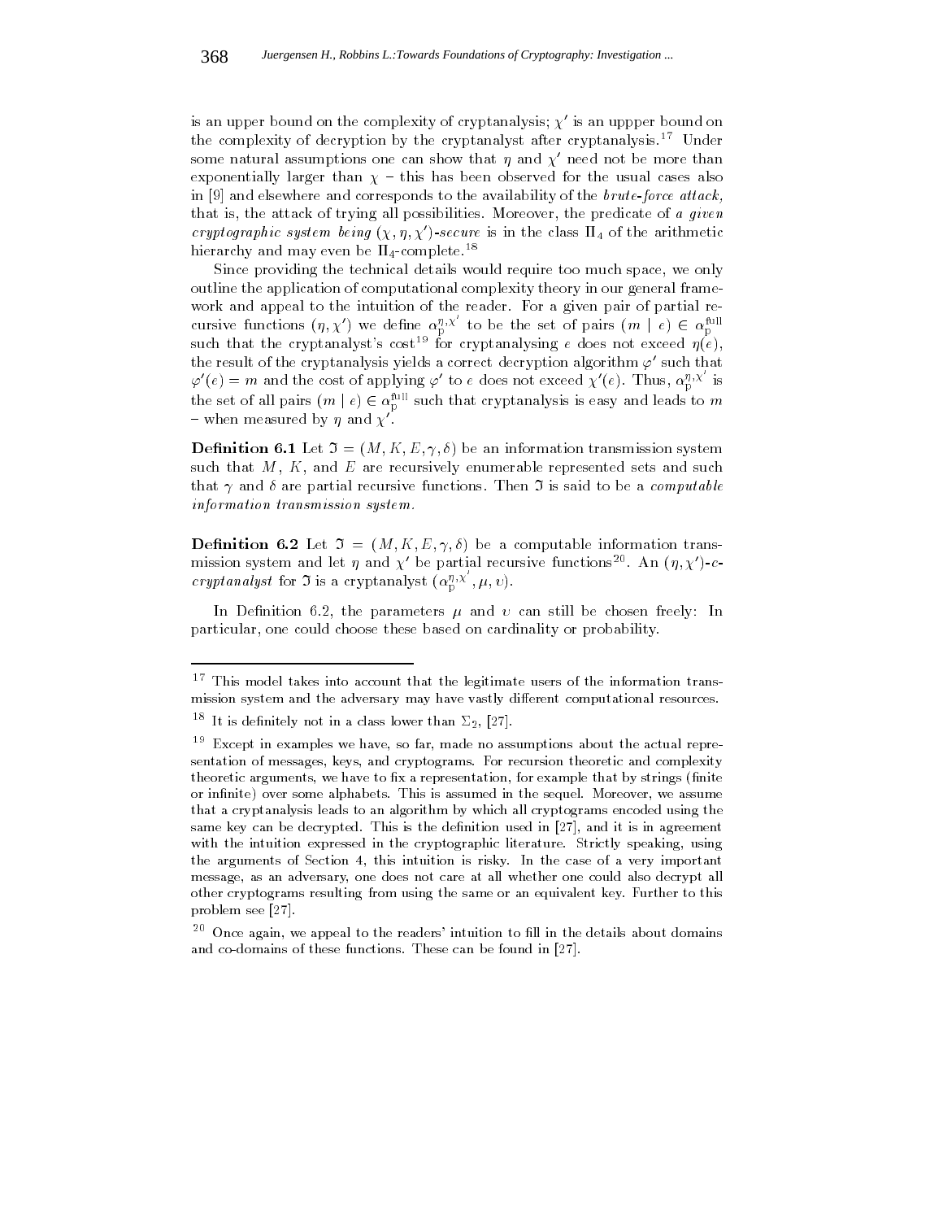is an upper bound on the complexity of cryptanalysis; $\chi'$ is an uppper bound on the complexity of decryption by the cryptanalyst after cryptanalysis.[17] Under some natural assumptions one can show that $\eta$ and $\chi'$ need not be more than exponentially larger than $\chi$ – this has been observed for the usual cases also in [9] and elsewhere and corresponds to the availability of the *brute-force attack,* that is, the attack of trying all possibilities. Moreover, the predicate of *a given cryptographic system being* $(\chi, \eta, \chi')$*-secure* is in the class $\Pi_4$ of the arithmetic hierarchy and may even be $\Pi_4$-complete.[18]

Since providing the technical details would require too much space, we only outline the application of computational complexity theory in our general framework and appeal to the intuition of the reader. For a given pair of partial recursive functions $(\eta, \chi')$ we define $\alpha_{\mathrm{p}}^{\eta,\chi'}$ to be the set of pairs $(m \mid e) \in \alpha_{\mathrm{p}}^{\mathrm{full}}$ such that the cryptanalyst's cost[19] for cryptanalysing $e$ does not exceed $\eta(e)$, the result of the cryptanalysis yields a correct decryption algorithm $\varphi'$ such that $\varphi'(e) = m$ and the cost of applying $\varphi'$ to $e$ does not exceed $\chi'(e)$. Thus, $\alpha_{\mathrm{p}}^{\eta,\chi'}$ is the set of all pairs $(m \mid e) \in \alpha_{\mathrm{p}}^{\mathrm{full}}$ such that cryptanalysis is easy and leads to $m$ – when measured by $\eta$ and $\chi'$.

**Definition 6.1** Let $\Im = (M, K, E, \gamma, \delta)$ be an information transmission system such that $M$, $K$, and $E$ are recursively enumerable represented sets and such that $\gamma$ and $\delta$ are partial recursive functions. Then $\Im$ is said to be a *computable information transmission system.*

**Definition 6.2** Let $\Im = (M, K, E, \gamma, \delta)$ be a computable information transmission system and let $\eta$ and $\chi'$ be partial recursive functions[20]. An $(\eta, \chi')$*-c-cryptanalyst* for $\Im$ is a cryptanalyst $(\alpha_{\mathrm{p}}^{\eta,\chi'}, \mu, \upsilon)$.

In Definition 6.2, the parameters $\mu$ and $\upsilon$ can still be chosen freely: In particular, one could choose these based on cardinality or probability.

---

[17] This model takes into account that the legitimate users of the information transmission system and the adversary may have vastly different computational resources.

[18] It is definitely not in a class lower than $\Sigma_2$, [27].

[19] Except in examples we have, so far, made no assumptions about the actual representation of messages, keys, and cryptograms. For recursion theoretic and complexity theoretic arguments, we have to fix a representation, for example that by strings (finite or infinite) over some alphabets. This is assumed in the sequel. Moreover, we assume that a cryptanalysis leads to an algorithm by which all cryptograms encoded using the same key can be decrypted. This is the definition used in [27], and it is in agreement with the intuition expressed in the cryptographic literature. Strictly speaking, using the arguments of Section 4, this intuition is risky. In the case of a very important message, as an adversary, one does not care at all whether one could also decrypt all other cryptograms resulting from using the same or an equivalent key. Further to this problem see [27].

[20] Once again, we appeal to the readers' intuition to fill in the details about domains and co-domains of these functions. These can be found in [27].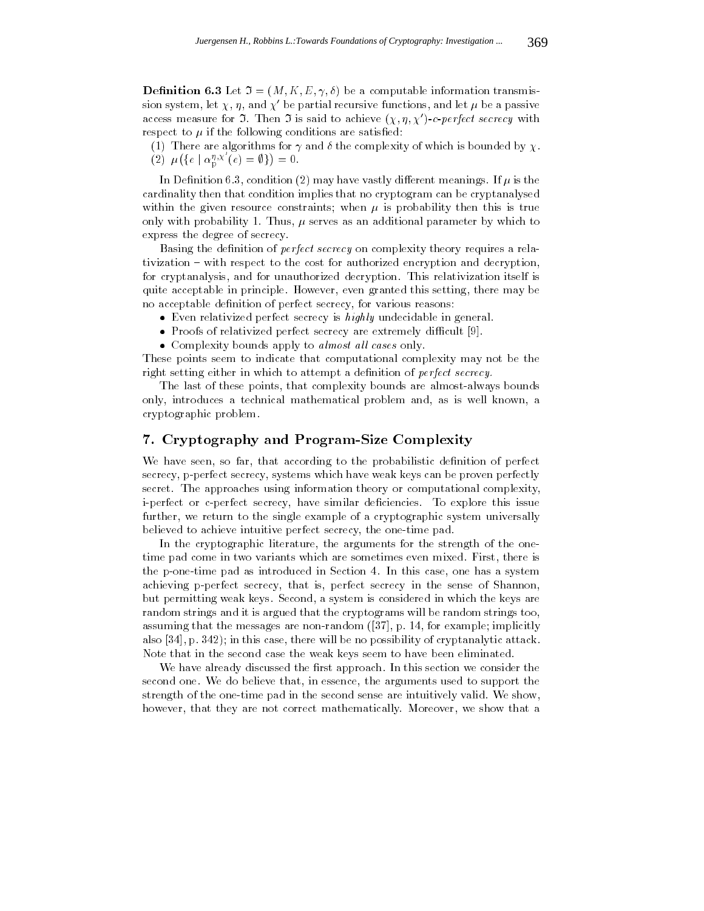**Definition 6.3** Let $\Im = (M, K, E, \gamma, \delta)$ be a computable information transmission system, let $\chi$, $\eta$, and $\chi'$ be partial recursive functions, and let $\mu$ be a passive access measure for $\Im$. Then $\Im$ is said to achieve $(\chi, \eta, \chi')$-*c-perfect secrecy* with respect to $\mu$ if the following conditions are satisfied:

(1) There are algorithms for $\gamma$ and $\delta$ the complexity of which is bounded by $\chi$.
(2) $\mu(\{e \mid \alpha_{\mathrm{p}}^{\eta,\chi'}(e) = \emptyset\}) = 0$.

In Definition 6.3, condition (2) may have vastly different meanings. If $\mu$ is the cardinality then that condition implies that no cryptogram can be cryptanalysed within the given resource constraints; when $\mu$ is probability then this is true only with probability 1. Thus, $\mu$ serves as an additional parameter by which to express the degree of secrecy.

Basing the definition of *perfect secrecy* on complexity theory requires a relativization – with respect to the cost for authorized encryption and decryption, for cryptanalysis, and for unauthorized decryption. This relativization itself is quite acceptable in principle. However, even granted this setting, there may be no acceptable definition of perfect secrecy, for various reasons:

- Even relativized perfect secrecy is *highly* undecidable in general.
- Proofs of relativized perfect secrecy are extremely difficult [9].
- Complexity bounds apply to *almost all cases* only.

These points seem to indicate that computational complexity may not be the right setting either in which to attempt a definition of *perfect secrecy.*

The last of these points, that complexity bounds are almost-always bounds only, introduces a technical mathematical problem and, as is well known, a cryptographic problem.

## 7. Cryptography and Program-Size Complexity

We have seen, so far, that according to the probabilistic definition of perfect secrecy, p-perfect secrecy, systems which have weak keys can be proven perfectly secret. The approaches using information theory or computational complexity, i-perfect or c-perfect secrecy, have similar deficiencies. To explore this issue further, we return to the single example of a cryptographic system universally believed to achieve intuitive perfect secrecy, the one-time pad.

In the cryptographic literature, the arguments for the strength of the one-time pad come in two variants which are sometimes even mixed. First, there is the p-one-time pad as introduced in Section 4. In this case, one has a system achieving p-perfect secrecy, that is, perfect secrecy in the sense of Shannon, but permitting weak keys. Second, a system is considered in which the keys are random strings and it is argued that the cryptograms will be random strings too, assuming that the messages are non-random ([37], p. 14, for example; implicitly also [34], p. 342); in this case, there will be no possibility of cryptanalytic attack. Note that in the second case the weak keys seem to have been eliminated.

We have already discussed the first approach. In this section we consider the second one. We do believe that, in essence, the arguments used to support the strength of the one-time pad in the second sense are intuitively valid. We show, however, that they are not correct mathematically. Moreover, we show that a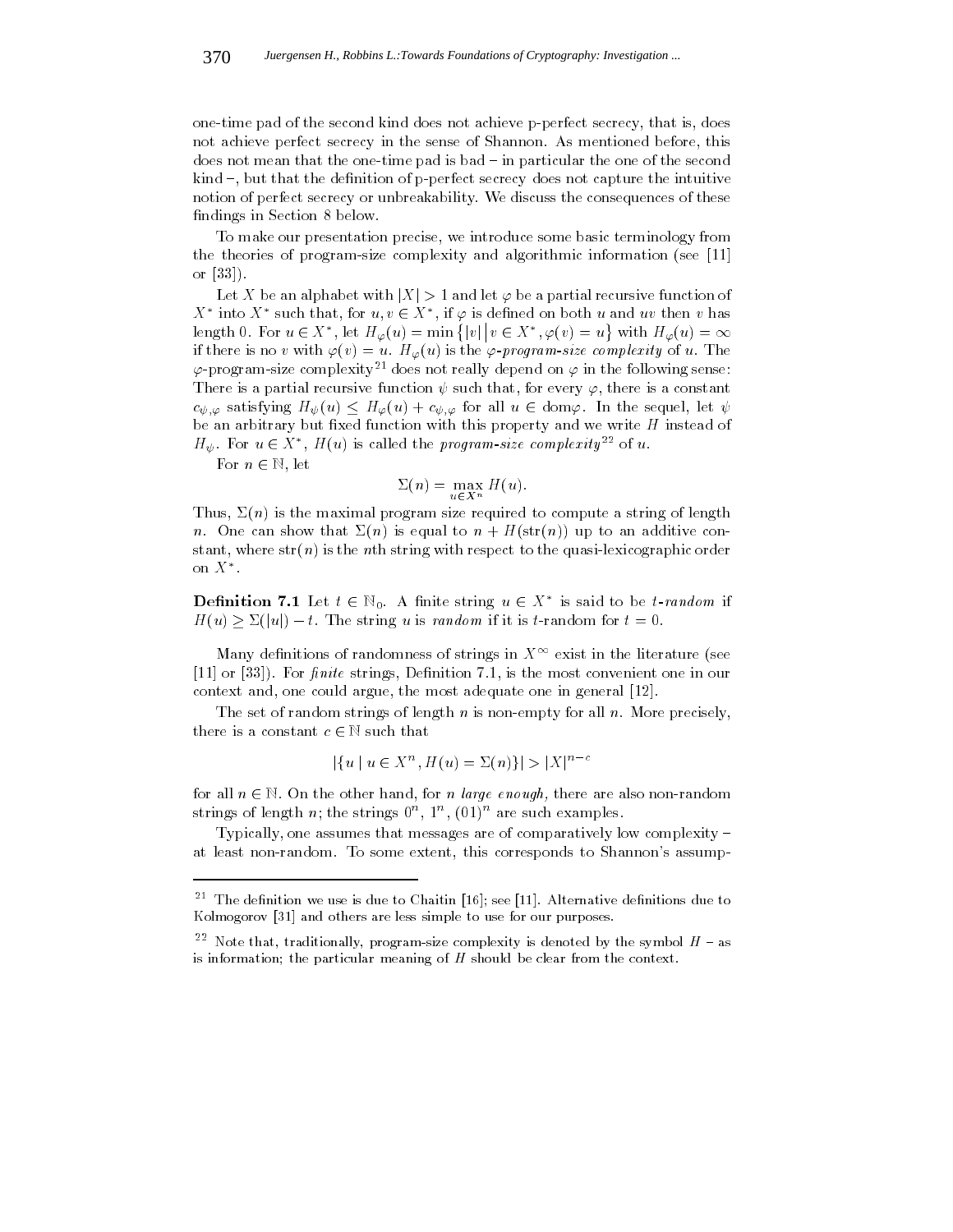one-time pad of the second kind does not achieve p-perfect secrecy, that is, does not achieve perfect secrecy in the sense of Shannon. As mentioned before, this does not mean that the one-time pad is bad – in particular the one of the second kind –, but that the definition of p-perfect secrecy does not capture the intuitive notion of perfect secrecy or unbreakability. We discuss the consequences of these findings in Section 8 below.

To make our presentation precise, we introduce some basic terminology from the theories of program-size complexity and algorithmic information (see [11] or [33]).

Let $X$ be an alphabet with $|X| > 1$ and let $\varphi$ be a partial recursive function of $X^*$ into $X^*$ such that, for $u, v \in X^*$, if $\varphi$ is defined on both $u$ and $uv$ then $v$ has length 0. For $u \in X^*$, let $H_\varphi(u) = \min\{|v| \mid v \in X^*, \varphi(v) = u\}$ with $H_\varphi(u) = \infty$ if there is no $v$ with $\varphi(v) = u$. $H_\varphi(u)$ is the *$\varphi$-program-size complexity* of $u$. The $\varphi$-program-size complexity[21] does not really depend on $\varphi$ in the following sense: There is a partial recursive function $\psi$ such that, for every $\varphi$, there is a constant $c_{\psi,\varphi}$ satisfying $H_\psi(u) \leq H_\varphi(u) + c_{\psi,\varphi}$ for all $u \in \mathrm{dom}\varphi$. In the sequel, let $\psi$ be an arbitrary but fixed function with this property and we write $H$ instead of $H_\psi$. For $u \in X^*$, $H(u)$ is called the *program-size complexity*[22] of $u$.

For $n \in \mathbb{N}$, let

$$\Sigma(n) = \max_{u \in X^n} H(u).$$

Thus, $\Sigma(n)$ is the maximal program size required to compute a string of length $n$. One can show that $\Sigma(n)$ is equal to $n + H(\mathrm{str}(n))$ up to an additive constant, where $\mathrm{str}(n)$ is the $n$th string with respect to the quasi-lexicographic order on $X^*$.

**Definition 7.1** Let $t \in \mathbb{N}_0$. A finite string $u \in X^*$ is said to be *$t$-random* if $H(u) \geq \Sigma(|u|) - t$. The string $u$ is *random* if it is $t$-random for $t = 0$.

Many definitions of randomness of strings in $X^\infty$ exist in the literature (see [11] or [33]). For *finite* strings, Definition 7.1, is the most convenient one in our context and, one could argue, the most adequate one in general [12].

The set of random strings of length $n$ is non-empty for all $n$. More precisely, there is a constant $c \in \mathbb{N}$ such that

$$|\{u \mid u \in X^n, H(u) = \Sigma(n)\}| > |X|^{n-c}$$

for all $n \in \mathbb{N}$. On the other hand, for *n large enough,* there are also non-random strings of length $n$; the strings $0^n$, $1^n$, $(01)^n$ are such examples.

Typically, one assumes that messages are of comparatively low complexity – at least non-random. To some extent, this corresponds to Shannon's assump-

---

[21] The definition we use is due to Chaitin [16]; see [11]. Alternative definitions due to Kolmogorov [31] and others are less simple to use for our purposes.

[22] Note that, traditionally, program-size complexity is denoted by the symbol $H$ – as is information; the particular meaning of $H$ should be clear from the context.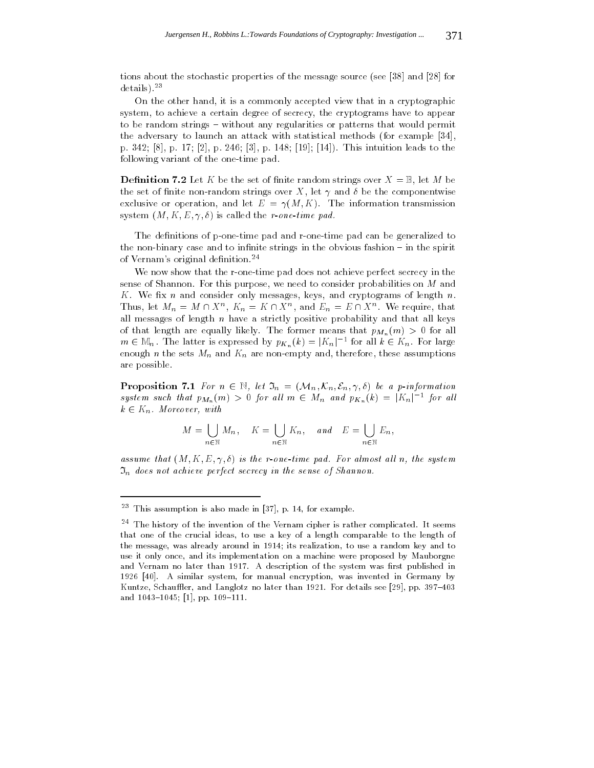tions about the stochastic properties of the message source (see [38] and [28] for details).[23]

On the other hand, it is a commonly accepted view that in a cryptographic system, to achieve a certain degree of secrecy, the cryptograms have to appear to be random strings – without any regularities or patterns that would permit the adversary to launch an attack with statistical methods (for example [34], p. 342; [8], p. 17; [2], p. 246; [3], p. 148; [19]; [14]). This intuition leads to the following variant of the one-time pad.

**Definition 7.2** Let $K$ be the set of finite random strings over $X = \mathbb{B}$, let $M$ be the set of finite non-random strings over $X$, let $\gamma$ and $\delta$ be the componentwise exclusive or operation, and let $E = \gamma(M, K)$. The information transmission system $(M, K, E, \gamma, \delta)$ is called the *r-one-time pad.*

The definitions of p-one-time pad and r-one-time pad can be generalized to the non-binary case and to infinite strings in the obvious fashion – in the spirit of Vernam's original definition.[24]

We now show that the r-one-time pad does not achieve perfect secrecy in the sense of Shannon. For this purpose, we need to consider probabilities on $M$ and $K$. We fix $n$ and consider only messages, keys, and cryptograms of length $n$. Thus, let $M_n = M \cap X^n$, $K_n = K \cap X^n$, and $E_n = E \cap X^n$. We require, that all messages of length $n$ have a strictly positive probability and that all keys of that length are equally likely. The former means that $p_{M_n}(m) > 0$ for all $m \in \mathbb{M}_n$. The latter is expressed by $p_{K_n}(k) = |K_n|^{-1}$ for all $k \in K_n$. For large enough $n$ the sets $M_n$ and $K_n$ are non-empty and, therefore, these assumptions are possible.

**Proposition 7.1** *For $n \in \mathbb{N}$, let $\mathfrak{I}_n = (\mathcal{M}_n, \mathcal{K}_n, \mathcal{E}_n, \gamma, \delta)$ be a p-information system such that $p_{M_n}(m) > 0$ for all $m \in M_n$ and $p_{K_n}(k) = |K_n|^{-1}$ for all $k \in K_n$. Moreover, with*

$$M = \bigcup_{n \in \mathbb{N}} M_n, \quad K = \bigcup_{n \in \mathbb{N}} K_n, \quad \text{and} \quad E = \bigcup_{n \in \mathbb{N}} E_n,$$

*assume that $(M, K, E, \gamma, \delta)$ is the r-one-time pad. For almost all $n$, the system $\mathfrak{I}_n$ does not achieve perfect secrecy in the sense of Shannon.*

---

[23] This assumption is also made in [37], p. 14, for example.

[24] The history of the invention of the Vernam cipher is rather complicated. It seems that one of the crucial ideas, to use a key of a length comparable to the length of the message, was already around in 1914; its realization, to use a random key and to use it only once, and its implementation on a machine were proposed by Mauborgne and Vernam no later than 1917. A description of the system was first published in 1926 [40]. A similar system, for manual encryption, was invented in Germany by Kuntze, Schauffler, and Langlotz no later than 1921. For details see [29], pp. 397–403 and 1043–1045; [1], pp. 109–111.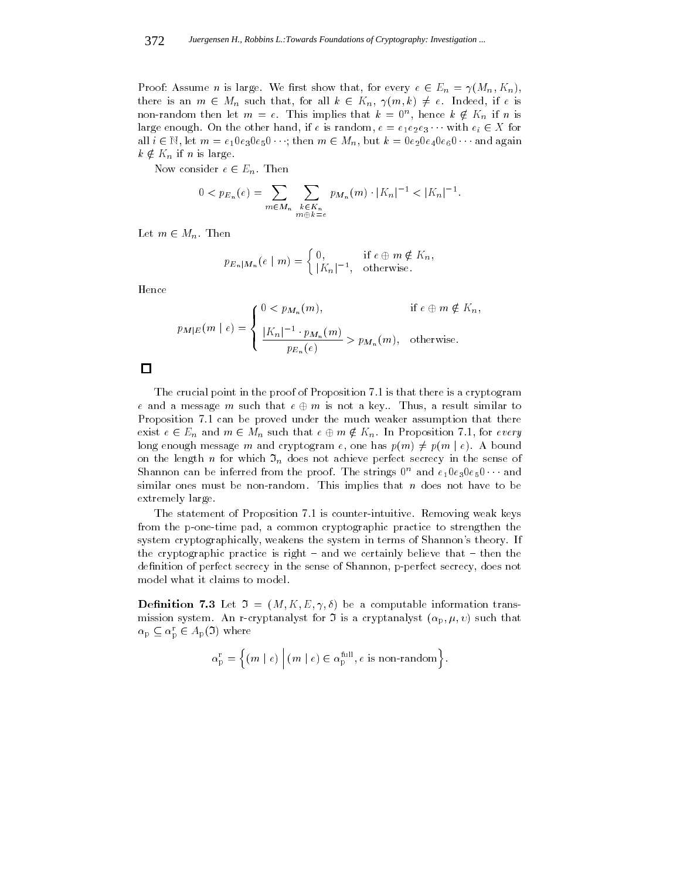Proof: Assume $n$ is large. We first show that, for every $e \in E_n = \gamma(M_n, K_n)$, there is an $m \in M_n$ such that, for all $k \in K_n$, $\gamma(m,k) \neq e$. Indeed, if $e$ is non-random then let $m = e$. This implies that $k = 0^n$, hence $k \notin K_n$ if $n$ is large enough. On the other hand, if $e$ is random, $e = e_1 e_2 e_3 \cdots$ with $e_i \in X$ for all $i \in \mathbb{N}$, let $m = e_1 0 e_3 0 e_5 0 \cdots$; then $m \in M_n$, but $k = 0 e_2 0 e_4 0 e_6 0 \cdots$ and again $k \notin K_n$ if $n$ is large.

Now consider $e \in E_n$. Then

$$0 < p_{E_n}(e) = \sum_{m \in M_n} \sum_{\substack{k \in K_n \\ m \oplus k = e}} p_{M_n}(m) \cdot |K_n|^{-1} < |K_n|^{-1}.$$

Let $m \in M_n$. Then

$$p_{E_n|M_n}(e \mid m) = \begin{cases} 0, & \text{if } e \oplus m \notin K_n, \\ |K_n|^{-1}, & \text{otherwise.} \end{cases}$$

Hence

$$p_{M|E}(m \mid e) = \begin{cases} 0 < p_{M_n}(m), & \text{if } e \oplus m \notin K_n, \\ \dfrac{|K_n|^{-1} \cdot p_{M_n}(m)}{p_{E_n}(e)} > p_{M_n}(m), & \text{otherwise.} \end{cases}$$

□

The crucial point in the proof of Proposition 7.1 is that there is a cryptogram $e$ and a message $m$ such that $e \oplus m$ is not a key.. Thus, a result similar to Proposition 7.1 can be proved under the much weaker assumption that there exist $e \in E_n$ and $m \in M_n$ such that $e \oplus m \notin K_n$. In Proposition 7.1, for *every* long enough message $m$ and cryptogram $e$, one has $p(m) \neq p(m \mid e)$. A bound on the length $n$ for which $\mathfrak{I}_n$ does not achieve perfect secrecy in the sense of Shannon can be inferred from the proof. The strings $0^n$ and $e_1 0 e_3 0 e_5 0 \cdots$ and similar ones must be non-random. This implies that $n$ does not have to be extremely large.

The statement of Proposition 7.1 is counter-intuitive. Removing weak keys from the p-one-time pad, a common cryptographic practice to strengthen the system cryptographically, weakens the system in terms of Shannon's theory. If the cryptographic practice is right – and we certainly believe that – then the definition of perfect secrecy in the sense of Shannon, p-perfect secrecy, does not model what it claims to model.

**Definition 7.3** Let $\mathfrak{I} = (M, K, E, \gamma, \delta)$ be a computable information transmission system. An r-cryptanalyst for $\mathfrak{I}$ is a cryptanalyst $(\alpha_{\mathrm{p}}, \mu, \upsilon)$ such that $\alpha_{\mathrm{p}} \subseteq \alpha_{\mathrm{p}}^{\mathrm{r}} \in A_{\mathrm{p}}(\mathfrak{I})$ where

$$\alpha_{\mathrm{p}}^{\mathrm{r}} = \Big\{ (m \mid e) \,\Big|\, (m \mid e) \in \alpha_{\mathrm{p}}^{\mathrm{full}}, e \text{ is non-random} \Big\}.$$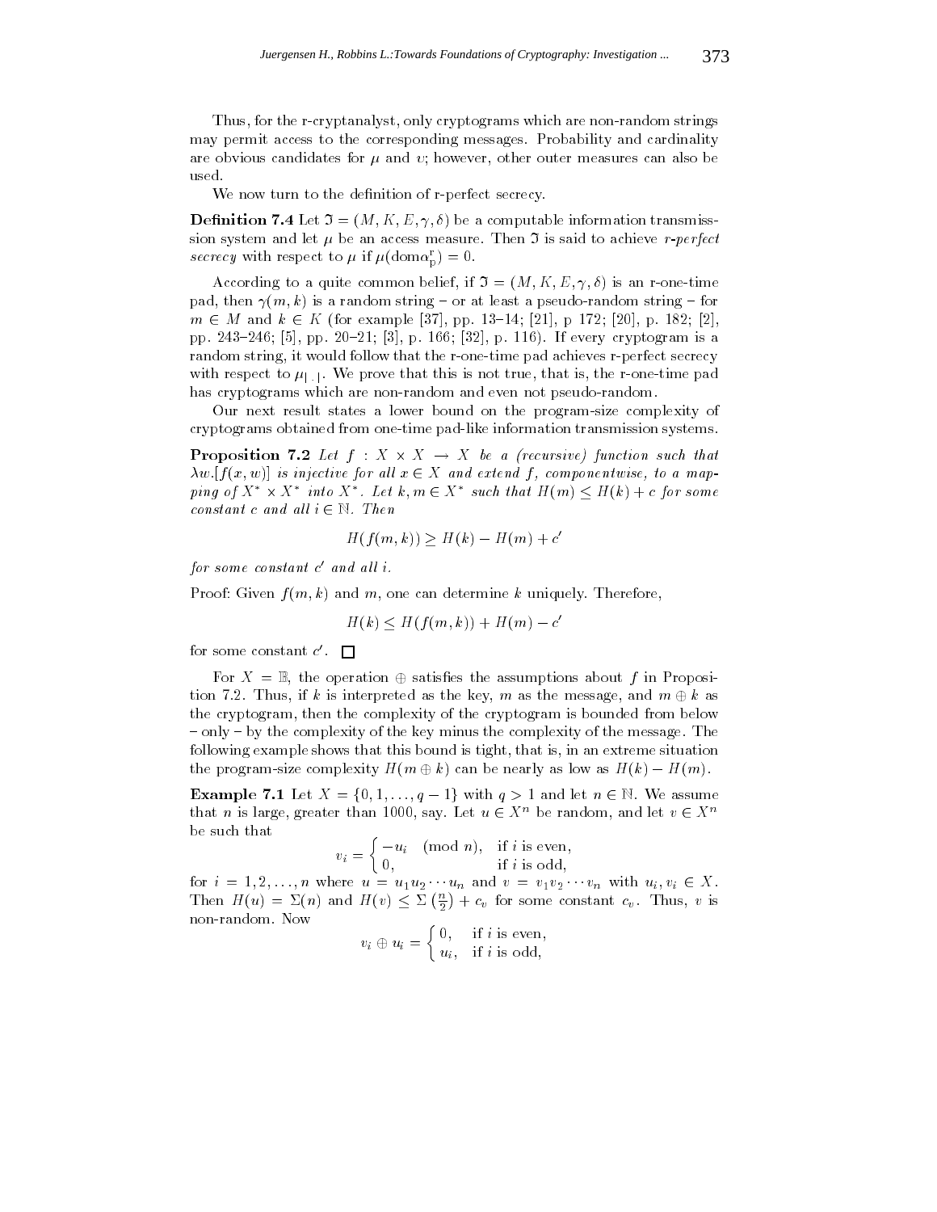Thus, for the r-cryptanalyst, only cryptograms which are non-random strings may permit access to the corresponding messages. Probability and cardinality are obvious candidates for $\mu$ and $\upsilon$; however, other outer measures can also be used.

We now turn to the definition of r-perfect secrecy.

**Definition 7.4** Let $\Im = (M, K, E, \gamma, \delta)$ be a computable information transmisssion system and let $\mu$ be an access measure. Then $\Im$ is said to achieve *r-perfect secrecy* with respect to $\mu$ if $\mu(\mathrm{dom}\alpha_{\mathrm{p}}^{\mathrm{r}}) = 0$.

According to a quite common belief, if $\Im = (M, K, E, \gamma, \delta)$ is an r-one-time pad, then $\gamma(m, k)$ is a random string – or at least a pseudo-random string – for $m \in M$ and $k \in K$ (for example [37], pp. 13–14; [21], p 172; [20], p. 182; [2], pp. 243–246; [5], pp. 20–21; [3], p. 166; [32], p. 116). If every cryptogram is a random string, it would follow that the r-one-time pad achieves r-perfect secrecy with respect to $\mu_{|\cdot|}$. We prove that this is not true, that is, the r-one-time pad has cryptograms which are non-random and even not pseudo-random.

Our next result states a lower bound on the program-size complexity of cryptograms obtained from one-time pad-like information transmission systems.

**Proposition 7.2** *Let $f : X \times X \to X$ be a (recursive) function such that $\lambda w.[f(x, w)]$ is injective for all $x \in X$ and extend $f$, componentwise, to a mapping of $X^* \times X^*$ into $X^*$. Let $k, m \in X^*$ such that $H(m) \leq H(k) + c$ for some constant $c$ and all $i \in \mathbb{N}$. Then*

$$H(f(m, k)) \geq H(k) - H(m) + c'$$

*for some constant $c'$ and all $i$.*

Proof: Given $f(m, k)$ and $m$, one can determine $k$ uniquely. Therefore,

$$H(k) \leq H(f(m, k)) + H(m) - c'$$

for some constant $c'$. □

For $X = \mathbb{B}$, the operation $\oplus$ satisfies the assumptions about $f$ in Proposition 7.2. Thus, if $k$ is interpreted as the key, $m$ as the message, and $m \oplus k$ as the cryptogram, then the complexity of the cryptogram is bounded from below – only – by the complexity of the key minus the complexity of the message. The following example shows that this bound is tight, that is, in an extreme situation the program-size complexity $H(m \oplus k)$ can be nearly as low as $H(k) - H(m)$.

**Example 7.1** Let $X = \{0, 1, \ldots, q-1\}$ with $q > 1$ and let $n \in \mathbb{N}$. We assume that $n$ is large, greater than 1000, say. Let $u \in X^n$ be random, and let $v \in X^n$ be such that

$$v_i = \begin{cases} -u_i \pmod{n}, & \text{if } i \text{ is even}, \\ 0, & \text{if } i \text{ is odd}, \end{cases}$$

for $i = 1, 2, \ldots, n$ where $u = u_1 u_2 \cdots u_n$ and $v = v_1 v_2 \cdots v_n$ with $u_i, v_i \in X$. Then $H(u) = \Sigma(n)$ and $H(v) \leq \Sigma\left(\frac{n}{2}\right) + c_v$ for some constant $c_v$. Thus, $v$ is non-random. Now

$$v_i \oplus u_i = \begin{cases} 0, & \text{if } i \text{ is even}, \\ u_i, & \text{if } i \text{ is odd}, \end{cases}$$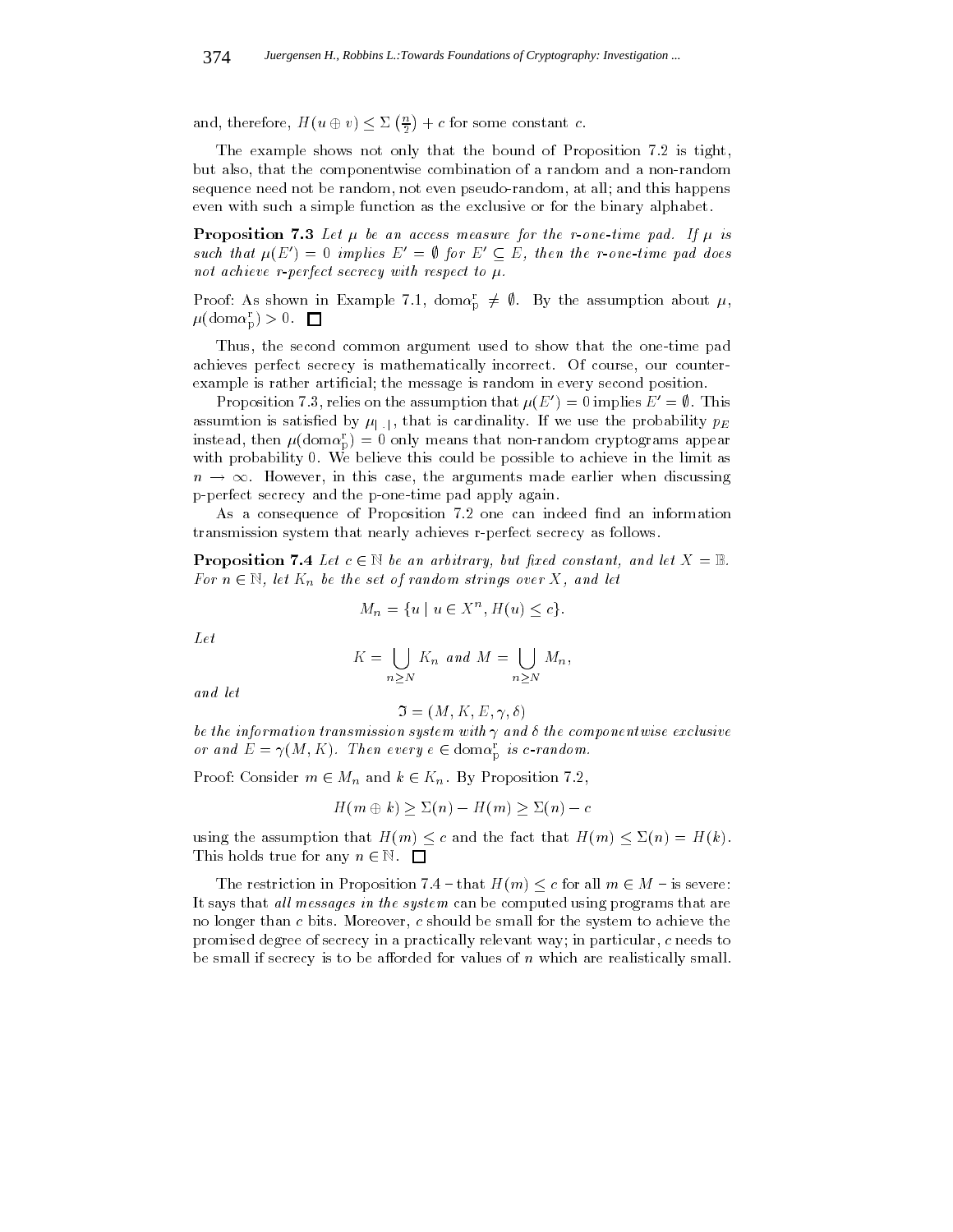and, therefore, $H(u \oplus v) \leq \Sigma\left(\frac{n}{2}\right) + c$ for some constant $c$.

The example shows not only that the bound of Proposition 7.2 is tight, but also, that the componentwise combination of a random and a non-random sequence need not be random, not even pseudo-random, at all; and this happens even with such a simple function as the exclusive or for the binary alphabet.

**Proposition 7.3** *Let $\mu$ be an access measure for the r-one-time pad. If $\mu$ is such that $\mu(E') = 0$ implies $E' = \emptyset$ for $E' \subseteq E$, then the r-one-time pad does not achieve r-perfect secrecy with respect to $\mu$.*

Proof: As shown in Example 7.1, $\mathrm{dom}\alpha_{\mathrm{p}}^{\mathrm{r}} \neq \emptyset$. By the assumption about $\mu$, $\mu(\mathrm{dom}\alpha_{\mathrm{p}}^{\mathrm{r}}) > 0$. □

Thus, the second common argument used to show that the one-time pad achieves perfect secrecy is mathematically incorrect. Of course, our counter-example is rather artificial; the message is random in every second position.

Proposition 7.3, relies on the assumption that $\mu(E') = 0$ implies $E' = \emptyset$. This assumtion is satisfied by $\mu_{|\cdot|}$, that is cardinality. If we use the probability $p_E$ instead, then $\mu(\mathrm{dom}\alpha_{\mathrm{p}}^{\mathrm{r}}) = 0$ only means that non-random cryptograms appear with probability 0. We believe this could be possible to achieve in the limit as $n \rightarrow \infty$. However, in this case, the arguments made earlier when discussing p-perfect secrecy and the p-one-time pad apply again.

As a consequence of Proposition 7.2 one can indeed find an information transmission system that nearly achieves r-perfect secrecy as follows.

**Proposition 7.4** *Let $c \in \mathbb{N}$ be an arbitrary, but fixed constant, and let $X = \mathbb{B}$. For $n \in \mathbb{N}$, let $K_n$ be the set of random strings over $X$, and let*

$$M_n = \{u \mid u \in X^n, H(u) \leq c\}.$$

*Let*

$$K = \bigcup_{n \geq N} K_n \text{ and } M = \bigcup_{n \geq N} M_n,$$

*and let*

$$\mathfrak{I} = (M, K, E, \gamma, \delta)$$

*be the information transmission system with $\gamma$ and $\delta$ the componentwise exclusive or and $E = \gamma(M, K)$. Then every $e \in \mathrm{dom}\alpha_{\mathrm{p}}^{\mathrm{r}}$ is $c$-random.*

Proof: Consider $m \in M_n$ and $k \in K_n$. By Proposition 7.2,

$$H(m \oplus k) \geq \Sigma(n) - H(m) \geq \Sigma(n) - c$$

using the assumption that $H(m) \leq c$ and the fact that $H(m) \leq \Sigma(n) = H(k)$. This holds true for any $n \in \mathbb{N}$. □

The restriction in Proposition 7.4 – that $H(m) \leq c$ for all $m \in M$ – is severe: It says that *all messages in the system* can be computed using programs that are no longer than $c$ bits. Moreover, $c$ should be small for the system to achieve the promised degree of secrecy in a practically relevant way; in particular, $c$ needs to be small if secrecy is to be afforded for values of $n$ which are realistically small.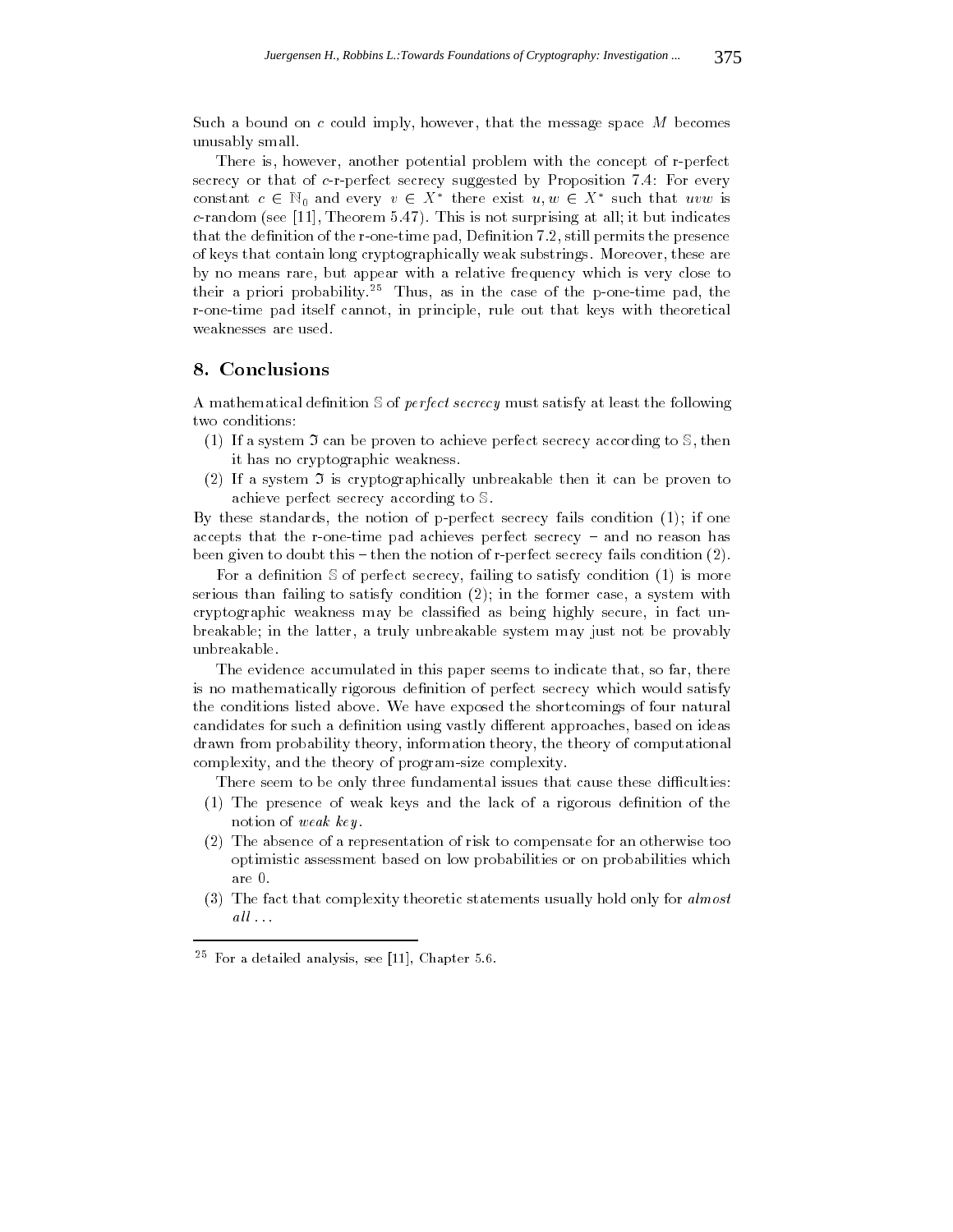Such a bound on $c$ could imply, however, that the message space $M$ becomes unusably small.

There is, however, another potential problem with the concept of r-perfect secrecy or that of $c$-r-perfect secrecy suggested by Proposition 7.4: For every constant $c \in \mathbb{N}_0$ and every $v \in X^*$ there exist $u, w \in X^*$ such that $uvw$ is $c$-random (see [11], Theorem 5.47). This is not surprising at all; it but indicates that the definition of the r-one-time pad, Definition 7.2, still permits the presence of keys that contain long cryptographically weak substrings. Moreover, these are by no means rare, but appear with a relative frequency which is very close to their a priori probability.[25] Thus, as in the case of the p-one-time pad, the r-one-time pad itself cannot, in principle, rule out that keys with theoretical weaknesses are used.

## 8. Conclusions

A mathematical definition $\mathbb{S}$ of *perfect secrecy* must satisfy at least the following two conditions:

(1) If a system $\mathfrak{I}$ can be proven to achieve perfect secrecy according to $\mathbb{S}$, then it has no cryptographic weakness.

(2) If a system $\mathfrak{I}$ is cryptographically unbreakable then it can be proven to achieve perfect secrecy according to $\mathbb{S}$.

By these standards, the notion of p-perfect secrecy fails condition (1); if one accepts that the r-one-time pad achieves perfect secrecy – and no reason has been given to doubt this – then the notion of r-perfect secrecy fails condition (2).

For a definition $\mathbb{S}$ of perfect secrecy, failing to satisfy condition (1) is more serious than failing to satisfy condition (2); in the former case, a system with cryptographic weakness may be classified as being highly secure, in fact unbreakable; in the latter, a truly unbreakable system may just not be provably unbreakable.

The evidence accumulated in this paper seems to indicate that, so far, there is no mathematically rigorous definition of perfect secrecy which would satisfy the conditions listed above. We have exposed the shortcomings of four natural candidates for such a definition using vastly different approaches, based on ideas drawn from probability theory, information theory, the theory of computational complexity, and the theory of program-size complexity.

There seem to be only three fundamental issues that cause these difficulties:

(1) The presence of weak keys and the lack of a rigorous definition of the notion of *weak key*.

(2) The absence of a representation of risk to compensate for an otherwise too optimistic assessment based on low probabilities or on probabilities which are 0.

(3) The fact that complexity theoretic statements usually hold only for *almost all* ...

---

[25] For a detailed analysis, see [11], Chapter 5.6.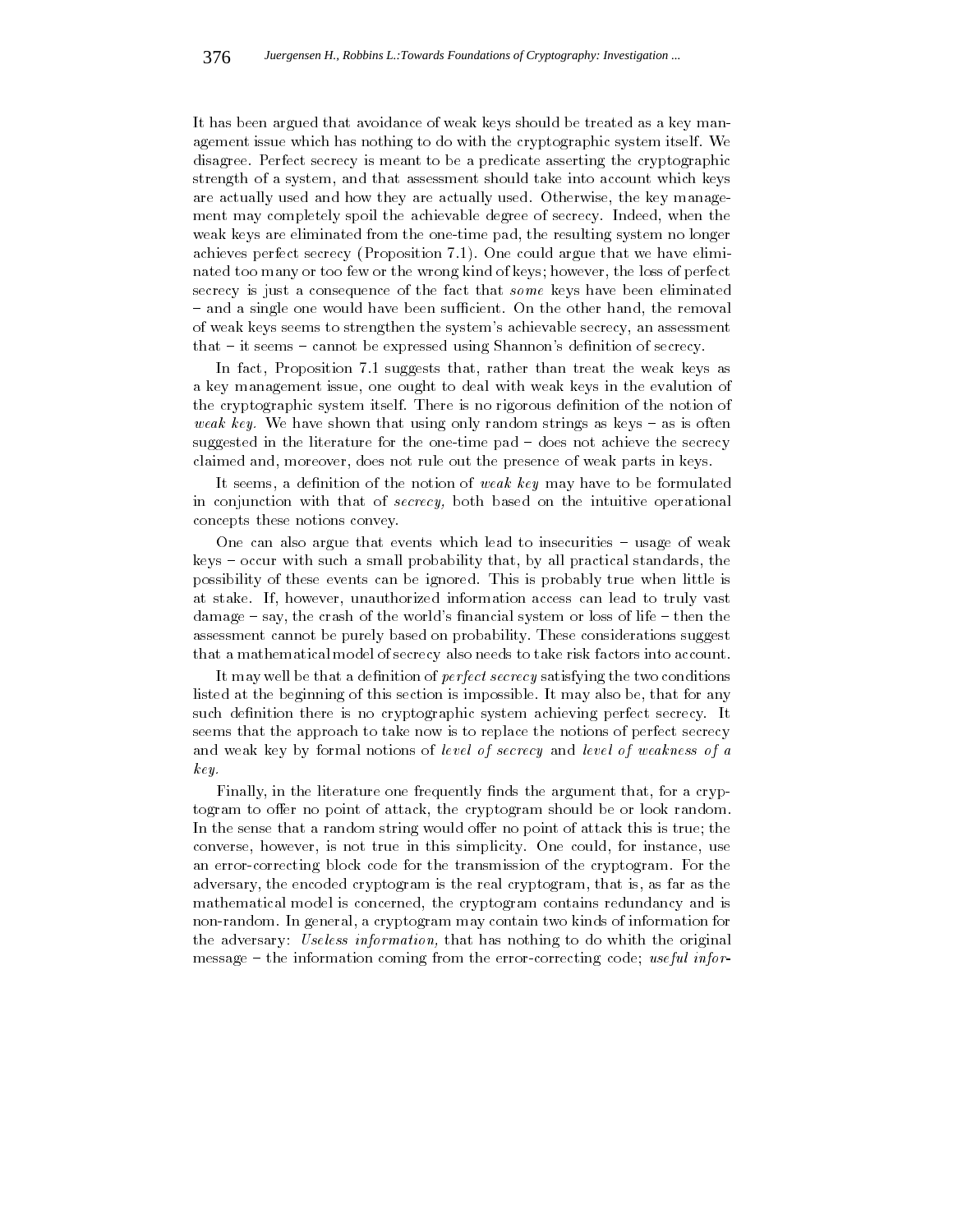It has been argued that avoidance of weak keys should be treated as a key management issue which has nothing to do with the cryptographic system itself. We disagree. Perfect secrecy is meant to be a predicate asserting the cryptographic strength of a system, and that assessment should take into account which keys are actually used and how they are actually used. Otherwise, the key management may completely spoil the achievable degree of secrecy. Indeed, when the weak keys are eliminated from the one-time pad, the resulting system no longer achieves perfect secrecy (Proposition 7.1). One could argue that we have eliminated too many or too few or the wrong kind of keys; however, the loss of perfect secrecy is just a consequence of the fact that *some* keys have been eliminated – and a single one would have been sufficient. On the other hand, the removal of weak keys seems to strengthen the system's achievable secrecy, an assessment that – it seems – cannot be expressed using Shannon's definition of secrecy.

In fact, Proposition 7.1 suggests that, rather than treat the weak keys as a key management issue, one ought to deal with weak keys in the evalution of the cryptographic system itself. There is no rigorous definition of the notion of *weak key.* We have shown that using only random strings as keys – as is often suggested in the literature for the one-time pad – does not achieve the secrecy claimed and, moreover, does not rule out the presence of weak parts in keys.

It seems, a definition of the notion of *weak key* may have to be formulated in conjunction with that of *secrecy,* both based on the intuitive operational concepts these notions convey.

One can also argue that events which lead to insecurities – usage of weak keys – occur with such a small probability that, by all practical standards, the possibility of these events can be ignored. This is probably true when little is at stake. If, however, unauthorized information access can lead to truly vast damage – say, the crash of the world's financial system or loss of life – then the assessment cannot be purely based on probability. These considerations suggest that a mathematical model of secrecy also needs to take risk factors into account.

It may well be that a definition of *perfect secrecy* satisfying the two conditions listed at the beginning of this section is impossible. It may also be, that for any such definition there is no cryptographic system achieving perfect secrecy. It seems that the approach to take now is to replace the notions of perfect secrecy and weak key by formal notions of *level of secrecy* and *level of weakness of a key.*

Finally, in the literature one frequently finds the argument that, for a cryptogram to offer no point of attack, the cryptogram should be or look random. In the sense that a random string would offer no point of attack this is true; the converse, however, is not true in this simplicity. One could, for instance, use an error-correcting block code for the transmission of the cryptogram. For the adversary, the encoded cryptogram is the real cryptogram, that is, as far as the mathematical model is concerned, the cryptogram contains redundancy and is non-random. In general, a cryptogram may contain two kinds of information for the adversary: *Useless information,* that has nothing to do whith the original message – the information coming from the error-correcting code; *useful infor-*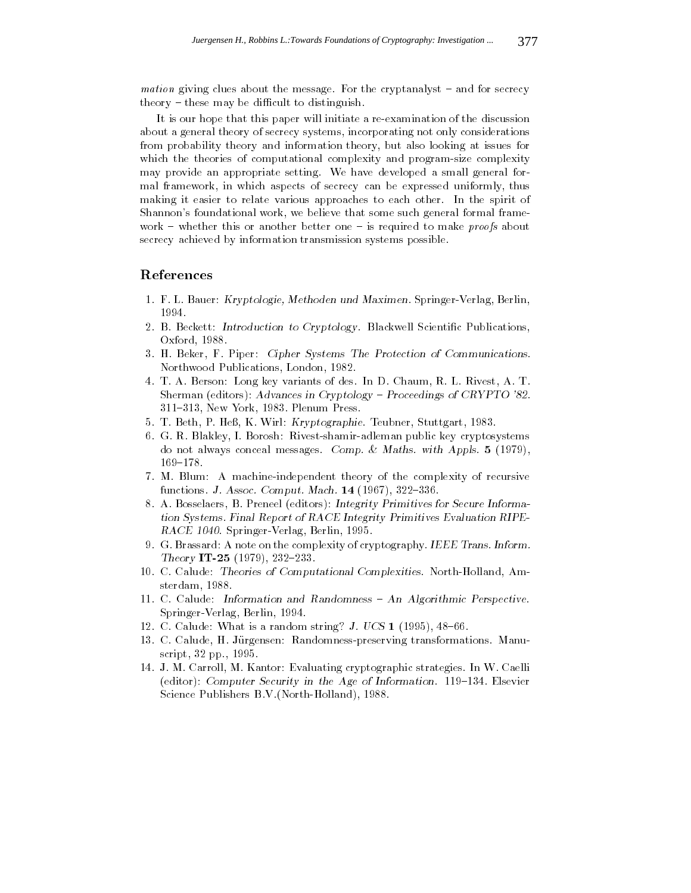*mation* giving clues about the message. For the cryptanalyst – and for secrecy theory – these may be difficult to distinguish.

It is our hope that this paper will initiate a re-examination of the discussion about a general theory of secrecy systems, incorporating not only considerations from probability theory and information theory, but also looking at issues for which the theories of computational complexity and program-size complexity may provide an appropriate setting. We have developed a small general formal framework, in which aspects of secrecy can be expressed uniformly, thus making it easier to relate various approaches to each other. In the spirit of Shannon's foundational work, we believe that some such general formal framework – whether this or another better one – is required to make *proofs* about secrecy achieved by information transmission systems possible.

## References

1. F. L. Bauer: *Kryptologie, Methoden und Maximen.* Springer-Verlag, Berlin, 1994.
2. B. Beckett: *Introduction to Cryptology.* Blackwell Scientific Publications, Oxford, 1988.
3. H. Beker, F. Piper: *Cipher Systems The Protection of Communications.* Northwood Publications, London, 1982.
4. T. A. Berson: Long key variants of des. In D. Chaum, R. L. Rivest, A. T. Sherman (editors): *Advances in Cryptology – Proceedings of CRYPTO '82.* 311–313, New York, 1983. Plenum Press.
5. T. Beth, P. Heß, K. Wirl: *Kryptographie.* Teubner, Stuttgart, 1983.
6. G. R. Blakley, I. Borosh: Rivest-shamir-adleman public key cryptosystems do not always conceal messages. *Comp. & Maths. with Appls.* **5** (1979), 169–178.
7. M. Blum: A machine-independent theory of the complexity of recursive functions. *J. Assoc. Comput. Mach.* **14** (1967), 322–336.
8. A. Bosselaers, B. Preneel (editors): *Integrity Primitives for Secure Information Systems. Final Report of RACE Integrity Primitives Evaluation RIPE-RACE 1040.* Springer-Verlag, Berlin, 1995.
9. G. Brassard: A note on the complexity of cryptography. *IEEE Trans. Inform. Theory* **IT-25** (1979), 232–233.
10. C. Calude: *Theories of Computational Complexities.* North-Holland, Amsterdam, 1988.
11. C. Calude: *Information and Randomness – An Algorithmic Perspective.* Springer-Verlag, Berlin, 1994.
12. C. Calude: What is a random string? *J. UCS* **1** (1995), 48–66.
13. C. Calude, H. Jürgensen: Randomness-preserving transformations. Manuscript, 32 pp., 1995.
14. J. M. Carroll, M. Kantor: Evaluating cryptographic strategies. In W. Caelli (editor): *Computer Security in the Age of Information.* 119–134. Elsevier Science Publishers B.V.(North-Holland), 1988.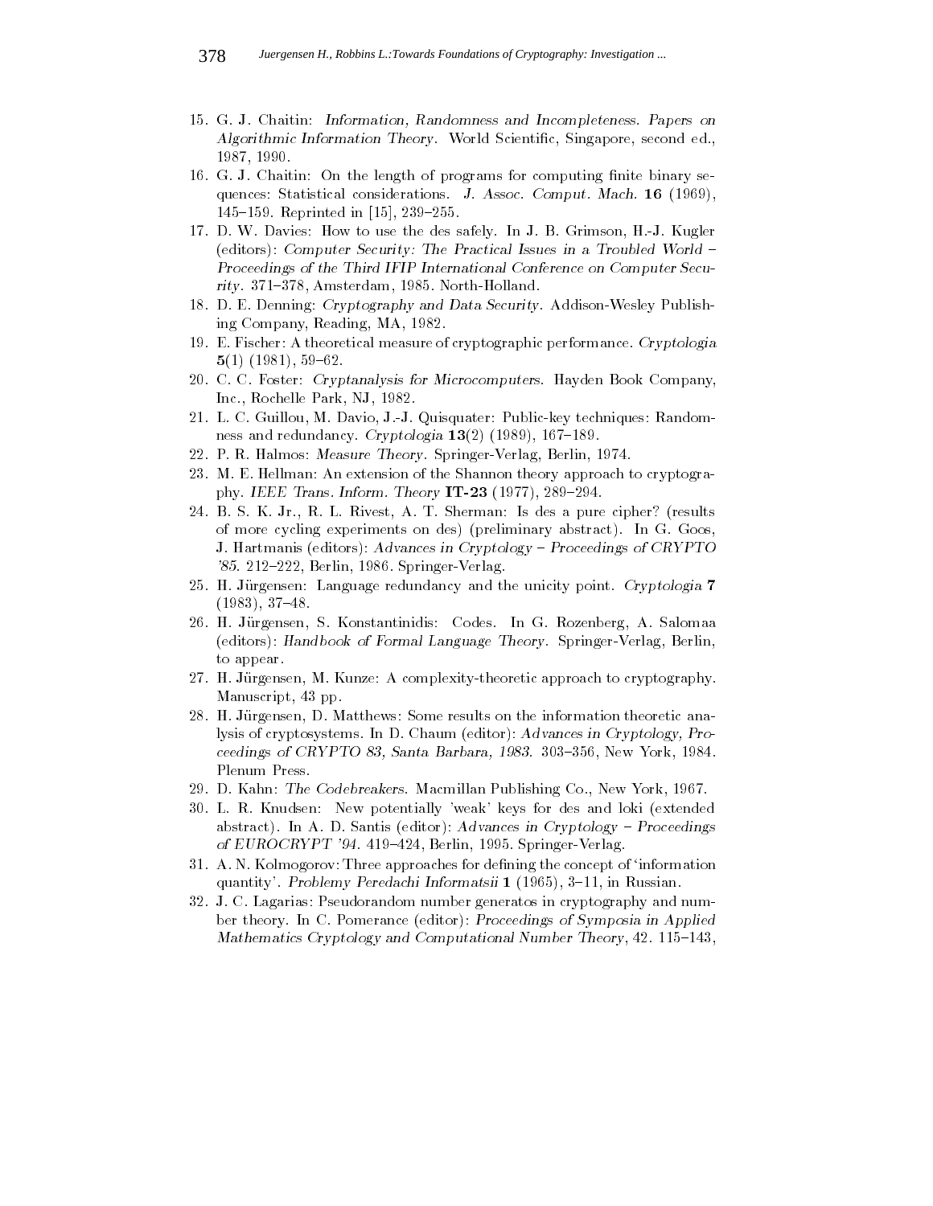15. G. J. Chaitin: *Information, Randomness and Incompleteness. Papers on Algorithmic Information Theory*. World Scientific, Singapore, second ed., 1987, 1990.
16. G. J. Chaitin: On the length of programs for computing finite binary sequences: Statistical considerations. *J. Assoc. Comput. Mach.* **16** (1969), 145–159. Reprinted in [15], 239–255.
17. D. W. Davies: How to use the des safely. In J. B. Grimson, H.-J. Kugler (editors): *Computer Security: The Practical Issues in a Troubled World – Proceedings of the Third IFIP International Conference on Computer Security*. 371–378, Amsterdam, 1985. North-Holland.
18. D. E. Denning: *Cryptography and Data Security*. Addison-Wesley Publishing Company, Reading, MA, 1982.
19. E. Fischer: A theoretical measure of cryptographic performance. *Cryptologia* **5**(1) (1981), 59–62.
20. C. C. Foster: *Cryptanalysis for Microcomputers*. Hayden Book Company, Inc., Rochelle Park, NJ, 1982.
21. L. C. Guillou, M. Davio, J.-J. Quisquater: Public-key techniques: Randomness and redundancy. *Cryptologia* **13**(2) (1989), 167–189.
22. P. R. Halmos: *Measure Theory*. Springer-Verlag, Berlin, 1974.
23. M. E. Hellman: An extension of the Shannon theory approach to cryptography. *IEEE Trans. Inform. Theory* **IT-23** (1977), 289–294.
24. B. S. K. Jr., R. L. Rivest, A. T. Sherman: Is des a pure cipher? (results of more cycling experiments on des) (preliminary abstract). In G. Goos, J. Hartmanis (editors): *Advances in Cryptology – Proceedings of CRYPTO '85*. 212–222, Berlin, 1986. Springer-Verlag.
25. H. Jürgensen: Language redundancy and the unicity point. *Cryptologia* **7** (1983), 37–48.
26. H. Jürgensen, S. Konstantinidis: Codes. In G. Rozenberg, A. Salomaa (editors): *Handbook of Formal Language Theory*. Springer-Verlag, Berlin, to appear.
27. H. Jürgensen, M. Kunze: A complexity-theoretic approach to cryptography. Manuscript, 43 pp.
28. H. Jürgensen, D. Matthews: Some results on the information theoretic analysis of cryptosystems. In D. Chaum (editor): *Advances in Cryptology, Proceedings of CRYPTO 83, Santa Barbara, 1983*. 303–356, New York, 1984. Plenum Press.
29. D. Kahn: *The Codebreakers*. Macmillan Publishing Co., New York, 1967.
30. L. R. Knudsen: New potentially 'weak' keys for des and loki (extended abstract). In A. D. Santis (editor): *Advances in Cryptology – Proceedings of EUROCRYPT '94*. 419–424, Berlin, 1995. Springer-Verlag.
31. A. N. Kolmogorov: Three approaches for defining the concept of 'information quantity'. *Problemy Peredachi Informatsii* **1** (1965), 3–11, in Russian.
32. J. C. Lagarias: Pseudorandom number generatos in cryptography and number theory. In C. Pomerance (editor): *Proceedings of Symposia in Applied Mathematics Cryptology and Computational Number Theory*, 42. 115–143,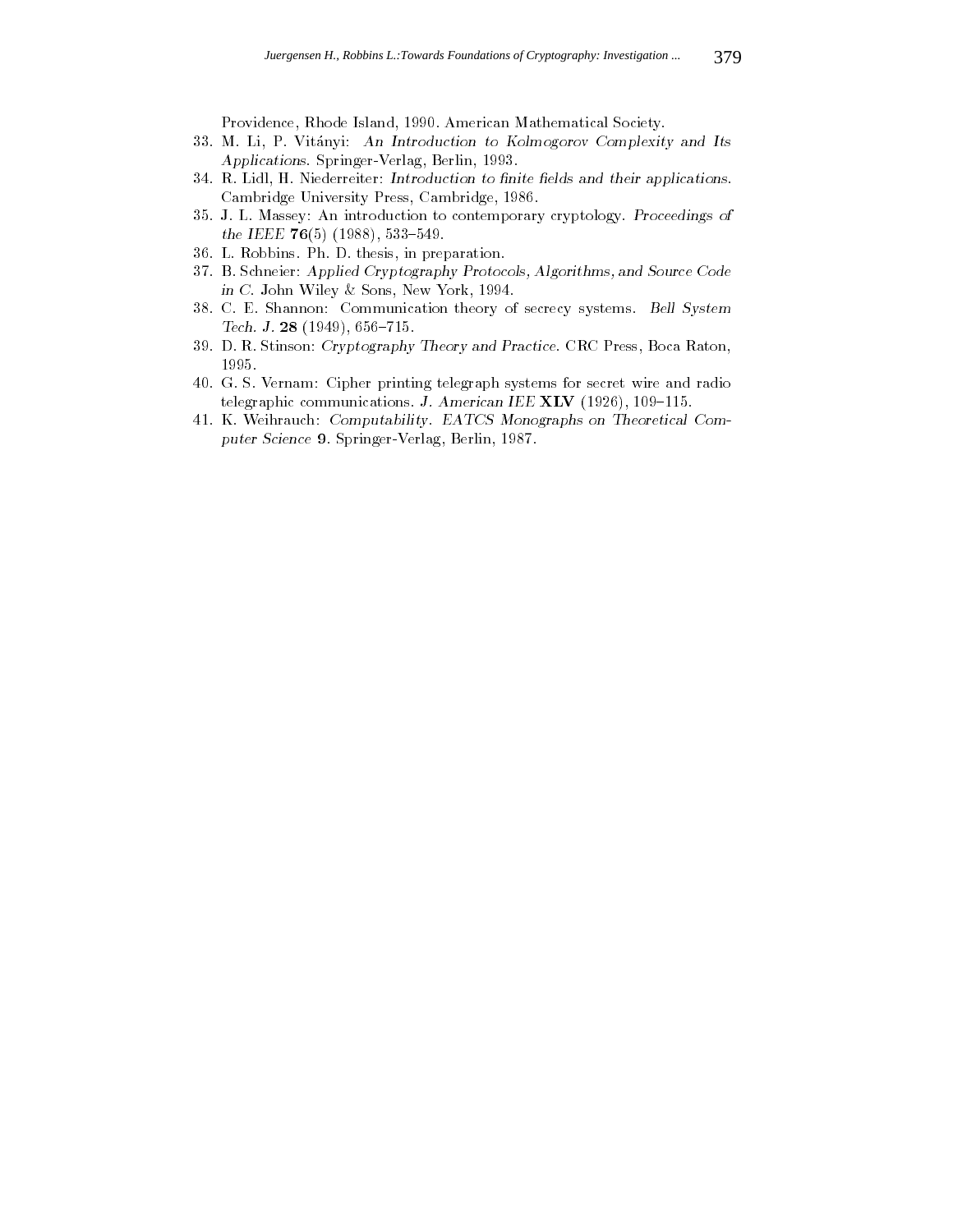Providence, Rhode Island, 1990. American Mathematical Society.

33. M. Li, P. Vitányi: *An Introduction to Kolmogorov Complexity and Its Applications*. Springer-Verlag, Berlin, 1993.
34. R. Lidl, H. Niederreiter: *Introduction to finite fields and their applications*. Cambridge University Press, Cambridge, 1986.
35. J. L. Massey: An introduction to contemporary cryptology. *Proceedings of the IEEE* **76**(5) (1988), 533–549.
36. L. Robbins. Ph. D. thesis, in preparation.
37. B. Schneier: *Applied Cryptography Protocols, Algorithms, and Source Code in C*. John Wiley & Sons, New York, 1994.
38. C. E. Shannon: Communication theory of secrecy systems. *Bell System Tech. J.* **28** (1949), 656–715.
39. D. R. Stinson: *Cryptography Theory and Practice*. CRC Press, Boca Raton, 1995.
40. G. S. Vernam: Cipher printing telegraph systems for secret wire and radio telegraphic communications. *J. American IEE* **XLV** (1926), 109–115.
41. K. Weihrauch: *Computability*. *EATCS Monographs on Theoretical Computer Science* **9**. Springer-Verlag, Berlin, 1987.